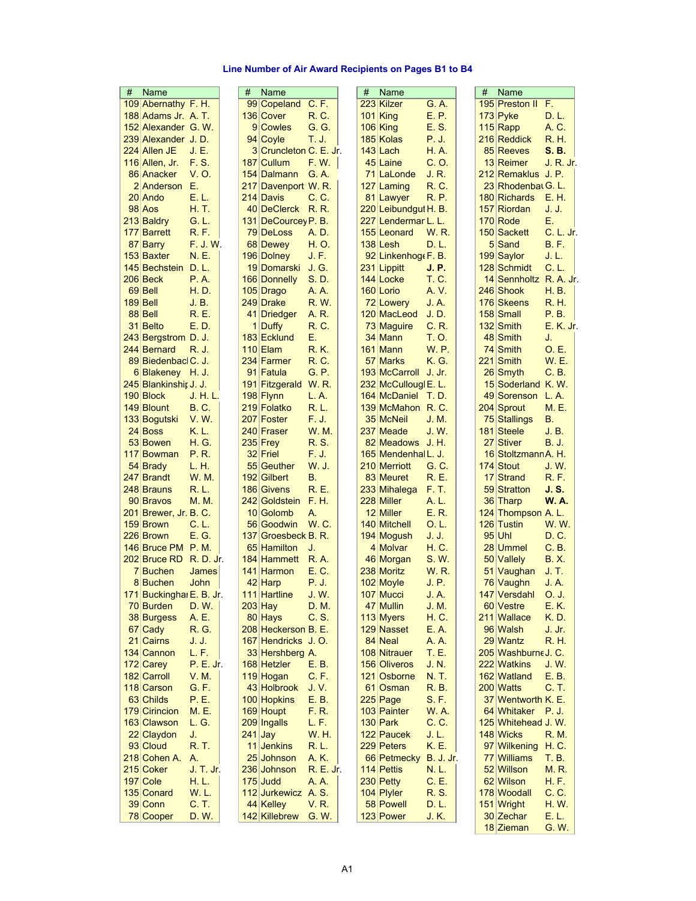## Line Number of Air Award Recipients on Pages B1 to B4

| # | Name | |
|---|---|---|
| 109 | Abernathy | F. H. |
| 188 | Adams Jr. | A. T. |
| 152 | Alexander | G. W. |
| 239 | Alexander | J. D. |
| 224 | Allen JE | J. E. |
| 116 | Allen, Jr. | F. S. |
| 86 | Anacker | V. O. |
| 2 | Anderson | E. |
| 20 | Ando | E. L. |
| 98 | Aos | H. T. |
| 213 | Baldry | G. L. |
| 177 | Barrett | R. F. |
| 87 | Barry | F. J. W. |
| 153 | Baxter | N. E. |
| 145 | Bechstein | D. L. |
| 206 | Beck | P. A. |
| 69 | Bell | H. D. |
| 189 | Bell | J. B. |
| 88 | Bell | R. E. |
| 31 | Belto | E. D. |
| 243 | Bergstrom | D. J. |
| 244 | Bernard | R. J. |
| 89 | Biedenbacl | C. J. |
| 6 | Blakeney | H. J. |
| 245 | Blankinshi | J. J. |
| 190 | Block | J. H. L. |
| 149 | Blount | B. C. |
| 133 | Bogutski | V. W. |
| 24 | Boss | K. L. |
| 53 | Bowen | H. G. |
| 117 | Bowman | P. R. |
| 54 | Brady | L. H. |
| 247 | Brandt | W. M. |
| 248 | Brauns | R. L. |
| 90 | Bravos | M. M. |
| 201 | Brewer, Jr. | B. C. |
| 159 | Brown | C. L. |
| 226 | Brown | E. G. |
| 146 | Bruce PM | P. M. |
| 202 | Bruce RD | R. D. Jr. |
| 7 | Buchen | James |
| 8 | Buchen | John |
| 171 | Buckinghai | E. B. Jr. |
| 70 | Burden | D. W. |
| 38 | Burgess | A. E. |
| 67 | Cady | R. G. |
| 21 | Cairns | J. J. |
| 134 | Cannon | L. F. |
| 172 | Carey | P. E. Jr. |
| 182 | Carroll | V. M. |
| 118 | Carson | G. F. |
| 63 | Childs | P. E. |
| 179 | Cirincion | M. E. |
| 163 | Clawson | L. G. |
| 22 | Claydon | J. |
| 93 | Cloud | R. T. |
| 218 | Cohen A. | A. |
| 215 | Coker | J. T. Jr. |
| 197 | Cole | H. L. |
| 135 | Conard | W. L. |
| 39 | Conn | C. T. |
| 78 | Cooper | D. W. |

| # | Name | |
|---|---|---|
| 99 | Copeland | C. F. |
| 136 | Cover | R. C. |
| 9 | Cowles | G. G. |
| 94 | Coyle | T. J. |
| 3 | Cruncleton | C. E. Jr. |
| 187 | Cullum | F. W. |
| 154 | Dalmann | G. A. |
| 217 | Davenport | W. R. |
| 214 | Davis | C. C. |
| 40 | DeClerck | R. R. |
| 131 | DeCourcey | P. B. |
| 79 | DeLoss | A. D. |
| 68 | Dewey | H. O. |
| 196 | Dolney | J. F. |
| 19 | Domarski | J. G. |
| 166 | Donnelly | S. D. |
| 105 | Drago | A. A. |
| 249 | Drake | R. W. |
| 41 | Driedger | A. R. |
| 1 | Duffy | R. C. |
| 183 | Ecklund | E. |
| 110 | Elam | R. K. |
| 234 | Farmer | R. C. |
| 91 | Fatula | G. P. |
| 191 | Fitzgerald | W. R. |
| 198 | Flynn | L. A. |
| 219 | Folatko | R. L. |
| 207 | Foster | F. J. |
| 240 | Fraser | W. M. |
| 235 | Frey | R. S. |
| 32 | Friel | F. J. |
| 55 | Geuther | W. J. |
| 192 | Gilbert | B. |
| 186 | Givens | R. E. |
| 242 | Goldstein | F. H. |
| 10 | Golomb | A. |
| 56 | Goodwin | W. C. |
| 137 | Groesbeck | B. R. |
| 65 | Hamilton | J. |
| 184 | Hammett | R. A. |
| 141 | Harmon | E. C. |
| 42 | Harp | P. J. |
| 111 | Hartline | J. W. |
| 203 | Hay | D. M. |
| 80 | Hays | C. S. |
| 208 | Heckerson | B. E. |
| 167 | Hendricks | J. O. |
| 33 | Hershberg | A. |
| 168 | Hetzler | E. B. |
| 119 | Hogan | C. F. |
| 43 | Holbrook | J. V. |
| 100 | Hopkins | E. B. |
| 169 | Houpt | F. R. |
| 209 | Ingalls | L. F. |
| 241 | Jay | W. H. |
| 11 | Jenkins | R. L. |
| 25 | Johnson | A. K. |
| 236 | Johnson | R. E. Jr. |
| 175 | Judd | A. A. |
| 112 | Jurkewicz | A. S. |
| 44 | Kelley | V. R. |
| 142 | Killebrew | G. W. |

| # | Name | |
|---|---|---|
| 223 | Kilzer | G. A. |
| 101 | King | E. P. |
| 106 | King | E. S. |
| 185 | Kolas | P. J. |
| 143 | Lach | H. A. |
| 45 | Laine | C. O. |
| 71 | LaLonde | J. R. |
| 127 | Laming | R. C. |
| 81 | Lawyer | R. P. |
| 220 | Leibundgut | H. B. |
| 227 | Lendermar | L. L. |
| 155 | Leonard | W. R. |
| 138 | Lesh | D. L. |
| 92 | Linkenhoge | F. B. |
| 231 | Lippitt | **J. P.** |
| 144 | Locke | T. C. |
| 160 | Lorio | A. V. |
| 72 | Lowery | J. A. |
| 120 | MacLeod | J. D. |
| 73 | Maguire | C. R. |
| 34 | Mann | T. O. |
| 161 | Mann | W. P. |
| 57 | Marks | K. G. |
| 193 | McCarroll | J. Jr. |
| 232 | McCullougl | E. L. |
| 164 | McDaniel | T. D. |
| 139 | McMahon | R. C. |
| 35 | McNeil | J. M. |
| 237 | Meade | J. W. |
| 82 | Meadows | J. H. |
| 165 | Mendenhal | L. J. |
| 210 | Merriott | G. C. |
| 83 | Meuret | R. E. |
| 233 | Mihalega | F. T. |
| 228 | Miller | A. L. |
| 12 | Miller | E. R. |
| 140 | Mitchell | O. L. |
| 194 | Mogush | J. J. |
| 4 | Molvar | H. C. |
| 46 | Morgan | S. W. |
| 238 | Moritz | W. R. |
| 102 | Moyle | J. P. |
| 107 | Mucci | J. A. |
| 47 | Mullin | J. M. |
| 113 | Myers | H. C. |
| 129 | Nasset | E. A. |
| 84 | Neal | A. A. |
| 108 | Nitrauer | T. E. |
| 156 | Oliveros | J. N. |
| 121 | Osborne | N. T. |
| 61 | Osman | R. B. |
| 225 | Page | S. F. |
| 103 | Painter | W. A. |
| 130 | Park | C. C. |
| 122 | Paucek | J. L. |
| 229 | Peters | K. E. |
| 66 | Petmecky | B. J. Jr. |
| 114 | Pettis | N. L. |
| 230 | Petty | C. E. |
| 104 | Plyler | R. S. |
| 58 | Powell | D. L. |
| 123 | Power | J. K. |

| # | Name | |
|---|---|---|
| 195 | Preston II | F. |
| 173 | Pyke | D. L. |
| 115 | Rapp | A. C. |
| 216 | Reddick | R. H. |
| 85 | Reeves | **S. B.** |
| 13 | Reimer | J. R. Jr. |
| 212 | Remaklus | J. P. |
| 23 | Rhodenbau | G. L. |
| 180 | Richards | E. H. |
| 157 | Riordan | J. J. |
| 170 | Rode | E. |
| 150 | Sackett | C. L. Jr. |
| 5 | Sand | B. F. |
| 199 | Saylor | J. L. |
| 128 | Schmidt | C. L. |
| 14 | Sennholtz | R. A. Jr. |
| 246 | Shook | H. B. |
| 176 | Skeens | R. H. |
| 158 | Small | P. B. |
| 132 | Smith | E. K. Jr. |
| 48 | Smith | J. |
| 74 | Smith | O. E. |
| 221 | Smith | W. E. |
| 26 | Smyth | C. B. |
| 15 | Soderland | K. W. |
| 49 | Sorenson | L. A. |
| 204 | Sprout | M. E. |
| 75 | Stallings | B. |
| 181 | Steele | J. B. |
| 27 | Stiver | B. J. |
| 16 | Stoltzmann | A. H. |
| 174 | Stout | J. W. |
| 17 | Strand | R. F. |
| 59 | Stratton | **J. S.** |
| 36 | Tharp | **W. A.** |
| 124 | Thompson | A. L. |
| 126 | Tustin | W. W. |
| 95 | Uhl | D. C. |
| 28 | Ummel | C. B. |
| 50 | Vallely | B. X. |
| 51 | Vaughan | J. T. |
| 76 | Vaughn | J. A. |
| 147 | Versdahl | O. J. |
| 60 | Vestre | E. K. |
| 211 | Wallace | K. D. |
| 96 | Walsh | J. Jr. |
| 29 | Wantz | R. H. |
| 205 | Washburne | J. C. |
| 222 | Watkins | J. W. |
| 162 | Watland | E. B. |
| 200 | Watts | C. T. |
| 37 | Wentworth | K. E. |
| 64 | Whitaker | P. J. |
| 125 | Whitehead | J. W. |
| 148 | Wicks | R. M. |
| 97 | Wilkening | H. C. |
| 77 | Williams | T. B. |
| 52 | Willson | M. R. |
| 62 | Wilson | H. F. |
| 178 | Woodall | C. C. |
| 151 | Wright | H. W. |
| 30 | Zechar | E. L. |
| 18 | Zieman | G. W. |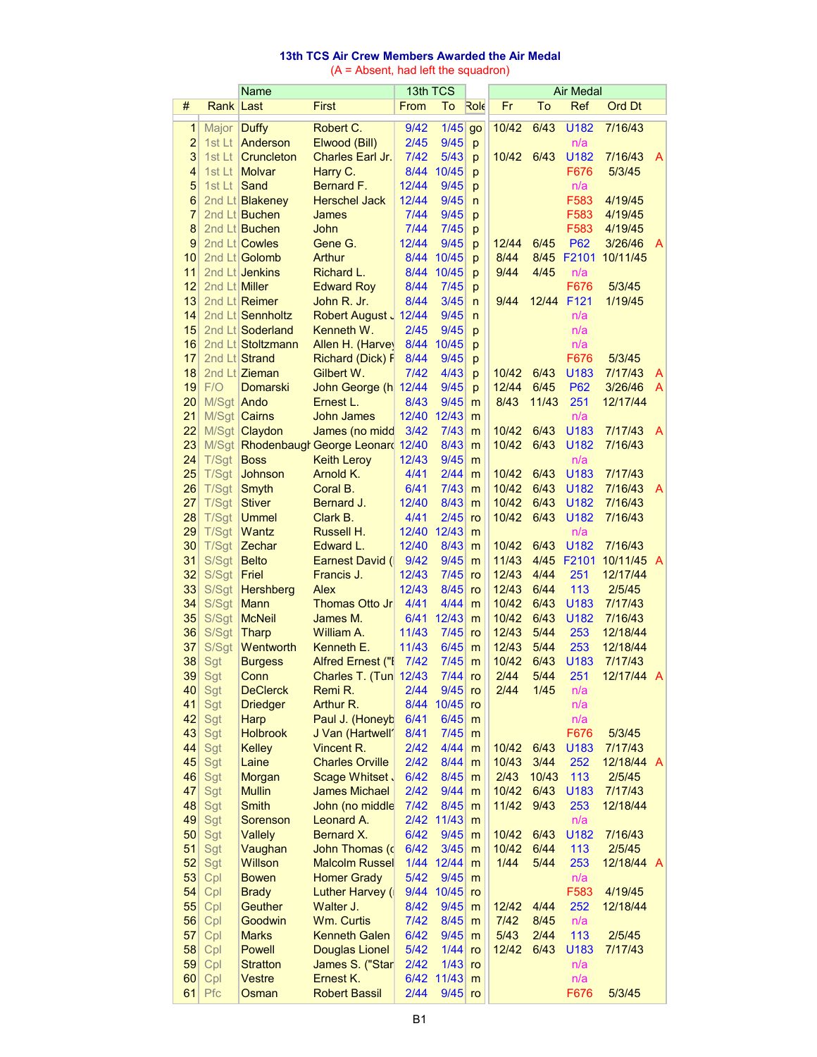# 13th TCS Air Crew Members Awarded the Air Medal

(A = Absent, had left the squadron)

| # | Rank | Name Last | First | 13th TCS From | To | Role | Air Medal Fr | To | Ref | Ord Dt | |
|---|---|---|---|---|---|---|---|---|---|---|---|
| 1 | Major | Duffy | Robert C. | 9/42 | 1/45 | go | 10/42 | 6/43 | U182 | 7/16/43 | |
| 2 | 1st Lt | Anderson | Elwood (Bill) | 2/45 | 9/45 | p | | | n/a | | |
| 3 | 1st Lt | Cruncleton | Charles Earl Jr. | 7/42 | 5/43 | p | 10/42 | 6/43 | U182 | 7/16/43 | A |
| 4 | 1st Lt | Molvar | Harry C. | 8/44 | 10/45 | p | | | F676 | 5/3/45 | |
| 5 | 1st Lt | Sand | Bernard F. | 12/44 | 9/45 | p | | | n/a | | |
| 6 | 2nd Lt | Blakeney | Herschel Jack | 12/44 | 9/45 | n | | | F583 | 4/19/45 | |
| 7 | 2nd Lt | Buchen | James | 7/44 | 9/45 | p | | | F583 | 4/19/45 | |
| 8 | 2nd Lt | Buchen | John | 7/44 | 7/45 | p | | | F583 | 4/19/45 | |
| 9 | 2nd Lt | Cowles | Gene G. | 12/44 | 9/45 | p | 12/44 | 6/45 | P62 | 3/26/46 | A |
| 10 | 2nd Lt | Golomb | Arthur | 8/44 | 10/45 | p | 8/44 | 8/45 | F2101 | 10/11/45 | |
| 11 | 2nd Lt | Jenkins | Richard L. | 8/44 | 10/45 | p | 9/44 | 4/45 | n/a | | |
| 12 | 2nd Lt | Miller | Edward Roy | 8/44 | 7/45 | p | | | F676 | 5/3/45 | |
| 13 | 2nd Lt | Reimer | John R. Jr. | 8/44 | 3/45 | n | 9/44 | 12/44 | F121 | 1/19/45 | |
| 14 | 2nd Lt | Sennholtz | Robert August J | 12/44 | 9/45 | n | | | n/a | | |
| 15 | 2nd Lt | Soderland | Kenneth W. | 2/45 | 9/45 | p | | | n/a | | |
| 16 | 2nd Lt | Stoltzmann | Allen H. (Harvey | 8/44 | 10/45 | p | | | n/a | | |
| 17 | 2nd Lt | Strand | Richard (Dick) F | 8/44 | 9/45 | p | | | F676 | 5/3/45 | |
| 18 | 2nd Lt | Zieman | Gilbert W. | 7/42 | 4/43 | p | 10/42 | 6/43 | U183 | 7/17/43 | A |
| 19 | F/O | Domarski | John George (h | 12/44 | 9/45 | p | 12/44 | 6/45 | P62 | 3/26/46 | A |
| 20 | M/Sgt | Ando | Ernest L. | 8/43 | 9/45 | m | 8/43 | 11/43 | 251 | 12/17/44 | |
| 21 | M/Sgt | Cairns | John James | 12/40 | 12/43 | m | | | n/a | | |
| 22 | M/Sgt | Claydon | James (no midd | 3/42 | 7/43 | m | 10/42 | 6/43 | U183 | 7/17/43 | A |
| 23 | M/Sgt | Rhodenbaugh | George Leonard | 12/40 | 8/43 | m | 10/42 | 6/43 | U182 | 7/16/43 | |
| 24 | T/Sgt | Boss | Keith Leroy | 12/43 | 9/45 | m | | | n/a | | |
| 25 | T/Sgt | Johnson | Arnold K. | 4/41 | 2/44 | m | 10/42 | 6/43 | U183 | 7/17/43 | |
| 26 | T/Sgt | Smyth | Coral B. | 6/41 | 7/43 | m | 10/42 | 6/43 | U182 | 7/16/43 | A |
| 27 | T/Sgt | Stiver | Bernard J. | 12/40 | 8/43 | m | 10/42 | 6/43 | U182 | 7/16/43 | |
| 28 | T/Sgt | Ummel | Clark B. | 4/41 | 2/45 | ro | 10/42 | 6/43 | U182 | 7/16/43 | |
| 29 | T/Sgt | Wantz | Russell H. | 12/40 | 12/43 | m | | | n/a | | |
| 30 | T/Sgt | Zechar | Edward L. | 12/40 | 8/43 | m | 10/42 | 6/43 | U182 | 7/16/43 | |
| 31 | S/Sgt | Belto | Earnest David ( | 9/42 | 9/45 | m | 11/43 | 4/45 | F2101 | 10/11/45 | A |
| 32 | S/Sgt | Friel | Francis J. | 12/43 | 7/45 | ro | 12/43 | 4/44 | 251 | 12/17/44 | |
| 33 | S/Sgt | Hershberg | Alex | 12/43 | 8/45 | ro | 12/43 | 6/44 | 113 | 2/5/45 | |
| 34 | S/Sgt | Mann | Thomas Otto Jr | 4/41 | 4/44 | m | 10/42 | 6/43 | U183 | 7/17/43 | |
| 35 | S/Sgt | McNeil | James M. | 6/41 | 12/43 | m | 10/42 | 6/43 | U182 | 7/16/43 | |
| 36 | S/Sgt | Tharp | William A. | 11/43 | 7/45 | ro | 12/43 | 5/44 | 253 | 12/18/44 | |
| 37 | S/Sgt | Wentworth | Kenneth E. | 11/43 | 6/45 | m | 12/43 | 5/44 | 253 | 12/18/44 | |
| 38 | Sgt | Burgess | Alfred Ernest ("I | 7/42 | 7/45 | m | 10/42 | 6/43 | U183 | 7/17/43 | |
| 39 | Sgt | Conn | Charles T. (Tun | 12/43 | 7/44 | ro | 2/44 | 5/44 | 251 | 12/17/44 | A |
| 40 | Sgt | DeClerck | Remi R. | 2/44 | 9/45 | ro | 2/44 | 1/45 | n/a | | |
| 41 | Sgt | Driedger | Arthur R. | 8/44 | 10/45 | ro | | | n/a | | |
| 42 | Sgt | Harp | Paul J. (Honeyb | 6/41 | 6/45 | m | | | n/a | | |
| 43 | Sgt | Holbrook | J Van (Hartwell' | 8/41 | 7/45 | m | | | F676 | 5/3/45 | |
| 44 | Sgt | Kelley | Vincent R. | 2/42 | 4/44 | m | 10/42 | 6/43 | U183 | 7/17/43 | |
| 45 | Sgt | Laine | Charles Orville | 2/42 | 8/44 | m | 10/43 | 3/44 | 252 | 12/18/44 | A |
| 46 | Sgt | Morgan | Scage Whitset J | 6/42 | 8/45 | m | 2/43 | 10/43 | 113 | 2/5/45 | |
| 47 | Sgt | Mullin | James Michael | 2/42 | 9/44 | m | 10/42 | 6/43 | U183 | 7/17/43 | |
| 48 | Sgt | Smith | John (no middle | 7/42 | 8/45 | m | 11/42 | 9/43 | 253 | 12/18/44 | |
| 49 | Sgt | Sorenson | Leonard A. | 2/42 | 11/43 | m | | | n/a | | |
| 50 | Sgt | Vallely | Bernard X. | 6/42 | 9/45 | m | 10/42 | 6/43 | U182 | 7/16/43 | |
| 51 | Sgt | Vaughan | John Thomas (c | 6/42 | 3/45 | m | 10/42 | 6/44 | 113 | 2/5/45 | |
| 52 | Sgt | Willson | Malcolm Russel | 1/44 | 12/44 | m | 1/44 | 5/44 | 253 | 12/18/44 | A |
| 53 | Cpl | Bowen | Homer Grady | 5/42 | 9/45 | m | | | n/a | | |
| 54 | Cpl | Brady | Luther Harvey ( | 9/44 | 10/45 | ro | | | F583 | 4/19/45 | |
| 55 | Cpl | Geuther | Walter J. | 8/42 | 9/45 | m | 12/42 | 4/44 | 252 | 12/18/44 | |
| 56 | Cpl | Goodwin | Wm. Curtis | 7/42 | 8/45 | m | 7/42 | 8/45 | n/a | | |
| 57 | Cpl | Marks | Kenneth Galen | 6/42 | 9/45 | m | 5/43 | 2/44 | 113 | 2/5/45 | |
| 58 | Cpl | Powell | Douglas Lionel | 5/42 | 1/44 | ro | 12/42 | 6/43 | U183 | 7/17/43 | |
| 59 | Cpl | Stratton | James S. ("Star | 2/42 | 1/43 | ro | | | n/a | | |
| 60 | Cpl | Vestre | Ernest K. | 6/42 | 11/43 | m | | | n/a | | |
| 61 | Pfc | Osman | Robert Bassil | 2/44 | 9/45 | ro | | | F676 | 5/3/45 | |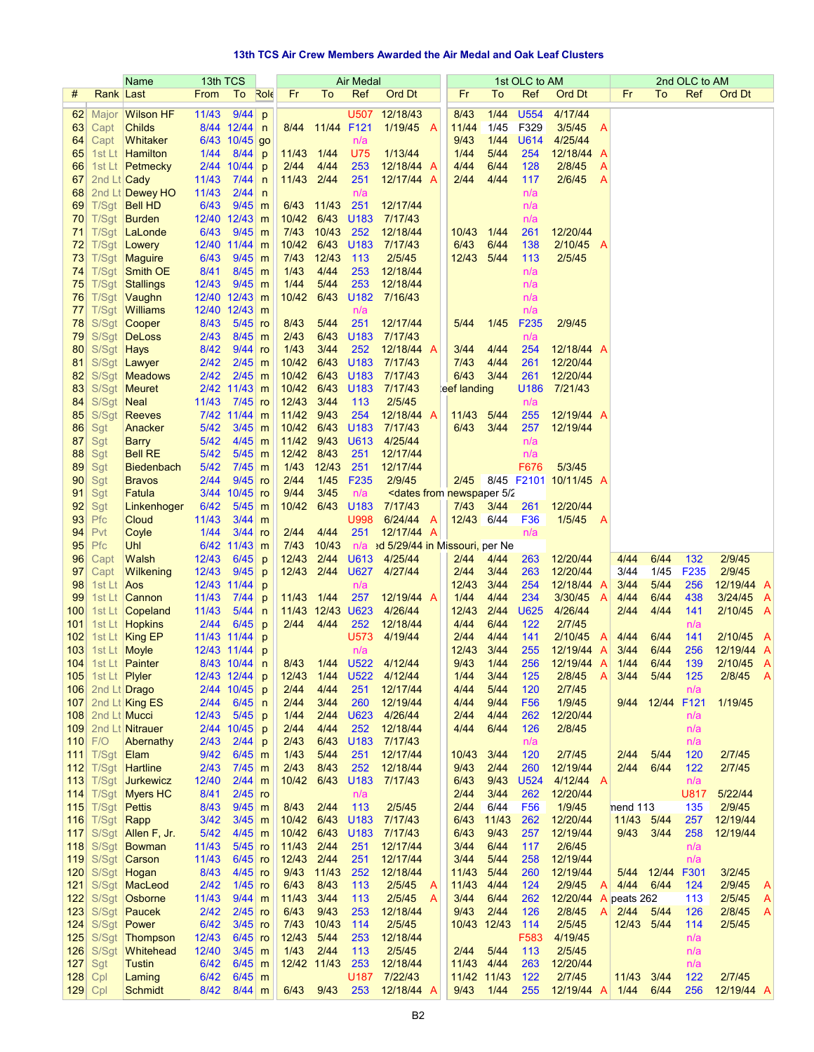# 13th TCS Air Crew Members Awarded the Air Medal and Oak Leaf Clusters

| # | Rank | Name | 13th TCS | | | Air Medal | | | | | 1st OLC to AM | | | | | 2nd OLC to AM | | | | |
|---|---|---|---|---|---|---|---|---|---|---|---|---|---|---|---|---|---|---|---|---|
| | | Last | From | To | Role | Fr | To | Ref | Ord Dt | | Fr | To | Ref | Ord Dt | | Fr | To | Ref | Ord Dt | |
| 62 | Major | Wilson HF | 11/43 | 9/44 | p | | | U507 | 12/18/43 | | 8/43 | 1/44 | U554 | 4/17/44 | | | | | | |
| 63 | Capt | Childs | 8/44 | 12/44 | n | 8/44 | 11/44 | F121 | 1/19/45 | A | 11/44 | 1/45 | F329 | 3/5/45 | A | | | | | |
| 64 | Capt | Whitaker | 6/43 | 10/45 | go | | | n/a | | | 9/43 | 1/44 | U614 | 4/25/44 | | | | | | |
| 65 | 1st Lt | Hamilton | 1/44 | 8/44 | p | 11/43 | 1/44 | U75 | 1/13/44 | | 1/44 | 5/44 | 254 | 12/18/44 | A | | | | | |
| 66 | 1st Lt | Petmecky | 2/44 | 10/44 | p | 2/44 | 4/44 | 253 | 12/18/44 | A | 4/44 | 6/44 | 128 | 2/8/45 | A | | | | | |
| 67 | 2nd Lt | Cady | 11/43 | 7/44 | n | 11/43 | 2/44 | 251 | 12/17/44 | A | 2/44 | 4/44 | 117 | 2/6/45 | A | | | | | |
| 68 | 2nd Lt | Dewey HO | 11/43 | 2/44 | n | | | n/a | | | | | n/a | | | | | | | |
| 69 | T/Sgt | Bell HD | 6/43 | 9/45 | m | 6/43 | 11/43 | 251 | 12/17/44 | | | | n/a | | | | | | | |
| 70 | T/Sgt | Burden | 12/40 | 12/43 | m | 10/42 | 6/43 | U183 | 7/17/43 | | | | n/a | | | | | | | |
| 71 | T/Sgt | LaLonde | 6/43 | 9/45 | m | 7/43 | 10/43 | 252 | 12/18/44 | | 10/43 | 1/44 | 261 | 12/20/44 | | | | | | |
| 72 | T/Sgt | Lowery | 12/40 | 11/44 | m | 10/42 | 6/43 | U183 | 7/17/43 | | 6/43 | 6/44 | 138 | 2/10/45 | A | | | | | |
| 73 | T/Sgt | Maguire | 6/43 | 9/45 | m | 7/43 | 12/43 | 113 | 2/5/45 | | 12/43 | 5/44 | 113 | 2/5/45 | | | | | | |
| 74 | T/Sgt | Smith OE | 8/41 | 8/45 | m | 1/43 | 4/44 | 253 | 12/18/44 | | | | n/a | | | | | | | |
| 75 | T/Sgt | Stallings | 12/43 | 9/45 | m | 1/44 | 5/44 | 253 | 12/18/44 | | | | n/a | | | | | | | |
| 76 | T/Sgt | Vaughn | 12/40 | 12/43 | m | 10/42 | 6/43 | U182 | 7/16/43 | | | | n/a | | | | | | | |
| 77 | T/Sgt | Williams | 12/40 | 12/43 | m | | | n/a | | | | | n/a | | | | | | | |
| 78 | S/Sgt | Cooper | 8/43 | 5/45 | ro | 8/43 | 5/44 | 251 | 12/17/44 | | 5/44 | 1/45 | F235 | 2/9/45 | | | | | | |
| 79 | S/Sgt | DeLoss | 2/43 | 8/45 | m | 2/43 | 6/43 | U183 | 7/17/43 | | | | n/a | | | | | | | |
| 80 | S/Sgt | Hays | 8/42 | 9/44 | ro | 1/43 | 3/44 | 252 | 12/18/44 | A | 3/44 | 4/44 | 254 | 12/18/44 | A | | | | | |
| 81 | S/Sgt | Lawyer | 2/42 | 2/45 | m | 10/42 | 6/43 | U183 | 7/17/43 | | 7/43 | 4/44 | 261 | 12/20/44 | | | | | | |
| 82 | S/Sgt | Meadows | 2/42 | 2/45 | m | 10/42 | 6/43 | U183 | 7/17/43 | | 6/43 | 3/44 | 261 | 12/20/44 | | | | | | |
| 83 | S/Sgt | Meuret | 2/42 | 11/43 | m | 10/42 | 6/43 | U183 | 7/17/43 | | eef landing | | U186 | 7/21/43 | | | | | | |
| 84 | S/Sgt | Neal | 11/43 | 7/45 | ro | 12/43 | 3/44 | 113 | 2/5/45 | | | | n/a | | | | | | | |
| 85 | S/Sgt | Reeves | 7/42 | 11/44 | m | 11/42 | 9/43 | 254 | 12/18/44 | A | 11/43 | 5/44 | 255 | 12/19/44 | A | | | | | |
| 86 | Sgt | Anacker | 5/42 | 3/45 | m | 10/42 | 6/43 | U183 | 7/17/43 | | 6/43 | 3/44 | 257 | 12/19/44 | | | | | | |
| 87 | Sgt | Barry | 5/42 | 4/45 | m | 11/42 | 9/43 | U613 | 4/25/44 | | | | n/a | | | | | | | |
| 88 | Sgt | Bell RE | 5/42 | 5/45 | m | 12/42 | 8/43 | 251 | 12/17/44 | | | | n/a | | | | | | | |
| 89 | Sgt | Biedenbach | 5/42 | 7/45 | m | 1/43 | 12/43 | 251 | 12/17/44 | | | | F676 | 5/3/45 | | | | | | |
| 90 | Sgt | Bravos | 2/44 | 9/45 | ro | 2/44 | 1/45 | F235 | 2/9/45 | | 2/45 | 8/45 | F2101 | 10/11/45 | A | | | | | |
| 91 | Sgt | Fatula | 3/44 | 10/45 | ro | 9/44 | 3/45 | n/a | <dates from newspaper 5/2 | | | | | | | | | | | |
| 92 | Sgt | Linkenhoger | 6/42 | 5/45 | m | 10/42 | 6/43 | U183 | 7/17/43 | | 7/43 | 3/44 | 261 | 12/20/44 | | | | | | |
| 93 | Pfc | Cloud | 11/43 | 3/44 | m | | | U998 | 6/24/44 | A | 12/43 | 6/44 | F36 | 1/5/45 | A | | | | | |
| 94 | Pvt | Coyle | 1/44 | 3/44 | ro | 2/44 | 4/44 | 251 | 12/17/44 | A | | | n/a | | | | | | | |
| 95 | Pfc | Uhl | 6/42 | 11/43 | m | 7/43 | 10/43 | n/a | ed 5/29/44 in Missouri, per Ne | | | | | | | | | | | |
| 96 | Capt | Walsh | 12/43 | 6/45 | p | 12/43 | 2/44 | U613 | 4/25/44 | | 2/44 | 4/44 | 263 | 12/20/44 | | 4/44 | 6/44 | 132 | 2/9/45 | |
| 97 | Capt | Wilkening | 12/43 | 9/45 | p | 12/43 | 2/44 | U627 | 4/27/44 | | 2/44 | 3/44 | 263 | 12/20/44 | | 3/44 | 1/45 | F235 | 2/9/45 | |
| 98 | 1st Lt | Aos | 12/43 | 11/44 | p | | | n/a | | | 12/43 | 3/44 | 254 | 12/18/44 | A | 3/44 | 5/44 | 256 | 12/19/44 | A |
| 99 | 1st Lt | Cannon | 11/43 | 7/44 | p | 11/43 | 1/44 | 257 | 12/19/44 | A | 1/44 | 4/44 | 234 | 3/30/45 | A | 4/44 | 6/44 | 438 | 3/24/45 | A |
| 100 | 1st Lt | Copeland | 11/43 | 5/44 | n | 11/43 | 12/43 | U623 | 4/26/44 | | 12/43 | 2/44 | U625 | 4/26/44 | | 2/44 | 4/44 | 141 | 2/10/45 | A |
| 101 | 1st Lt | Hopkins | 2/44 | 6/45 | p | 2/44 | 4/44 | 252 | 12/18/44 | | 4/44 | 6/44 | 122 | 2/7/45 | | | | n/a | | |
| 102 | 1st Lt | King EP | 11/43 | 11/44 | p | | | U573 | 4/19/44 | | 2/44 | 4/44 | 141 | 2/10/45 | A | 4/44 | 6/44 | 141 | 2/10/45 | A |
| 103 | 1st Lt | Moyle | 12/43 | 11/44 | p | | | n/a | | | 12/43 | 3/44 | 255 | 12/19/44 | A | 3/44 | 6/44 | 256 | 12/19/44 | A |
| 104 | 1st Lt | Painter | 8/43 | 10/44 | n | 8/43 | 1/44 | U522 | 4/12/44 | | 9/43 | 1/44 | 256 | 12/19/44 | A | 1/44 | 6/44 | 139 | 2/10/45 | A |
| 105 | 1st Lt | Plyler | 12/43 | 12/44 | p | 12/43 | 1/44 | U522 | 4/12/44 | | 1/44 | 3/44 | 125 | 2/8/45 | A | 3/44 | 5/44 | 125 | 2/8/45 | A |
| 106 | 2nd Lt | Drago | 2/44 | 10/45 | p | 2/44 | 4/44 | 251 | 12/17/44 | | 4/44 | 5/44 | 120 | 2/7/45 | | | | n/a | | |
| 107 | 2nd Lt | King ES | 2/44 | 6/45 | n | 2/44 | 3/44 | 260 | 12/19/44 | | 4/44 | 9/44 | F56 | 1/9/45 | | 9/44 | 12/44 | F121 | 1/19/45 | |
| 108 | 2nd Lt | Mucci | 12/43 | 5/45 | p | 1/44 | 2/44 | U623 | 4/26/44 | | 2/44 | 4/44 | 262 | 12/20/44 | | | | n/a | | |
| 109 | 2nd Lt | Nitrauer | 2/44 | 10/45 | p | 2/44 | 4/44 | 252 | 12/18/44 | | 4/44 | 6/44 | 126 | 2/8/45 | | | | n/a | | |
| 110 | F/O | Abernathy | 2/43 | 2/44 | p | 2/43 | 6/43 | U183 | 7/17/43 | | | | n/a | | | | | n/a | | |
| 111 | T/Sgt | Elam | 9/42 | 6/45 | m | 1/43 | 5/44 | 251 | 12/17/44 | | 10/43 | 3/44 | 120 | 2/7/45 | | 2/44 | 5/44 | 120 | 2/7/45 | |
| 112 | T/Sgt | Hartline | 2/43 | 7/45 | m | 2/43 | 8/43 | 252 | 12/18/44 | | 9/43 | 2/44 | 260 | 12/19/44 | | 2/44 | 6/44 | 122 | 2/7/45 | |
| 113 | T/Sgt | Jurkewicz | 12/40 | 2/44 | m | 10/42 | 6/43 | U183 | 7/17/43 | | 6/43 | 9/43 | U524 | 4/12/44 | A | | | n/a | | |
| 114 | T/Sgt | Myers HC | 8/41 | 2/45 | ro | | | n/a | | | 2/44 | 3/44 | 262 | 12/20/44 | | | | U817 | 5/22/44 | |
| 115 | T/Sgt | Pettis | 8/43 | 9/45 | m | 8/43 | 2/44 | 113 | 2/5/45 | | 2/44 | 6/44 | F56 | 1/9/45 | | nend 113 | | 135 | 2/9/45 | |
| 116 | T/Sgt | Rapp | 3/42 | 3/45 | m | 10/42 | 6/43 | U183 | 7/17/43 | | 6/43 | 11/43 | 262 | 12/20/44 | | 11/43 | 5/44 | 257 | 12/19/44 | |
| 117 | S/Sgt | Allen F, Jr. | 5/42 | 4/45 | m | 10/42 | 6/43 | U183 | 7/17/43 | | 6/43 | 9/43 | 257 | 12/19/44 | | 9/43 | 3/44 | 258 | 12/19/44 | |
| 118 | S/Sgt | Bowman | 11/43 | 5/45 | ro | 11/43 | 2/44 | 251 | 12/17/44 | | 3/44 | 6/44 | 117 | 2/6/45 | | | | n/a | | |
| 119 | S/Sgt | Carson | 11/43 | 6/45 | ro | 12/43 | 2/44 | 251 | 12/17/44 | | 3/44 | 5/44 | 258 | 12/19/44 | | | | n/a | | |
| 120 | S/Sgt | Hogan | 8/43 | 4/45 | ro | 9/43 | 11/43 | 252 | 12/18/44 | | 11/43 | 5/44 | 260 | 12/19/44 | | 5/44 | 12/44 | F301 | 3/2/45 | |
| 121 | S/Sgt | MacLeod | 2/42 | 1/45 | ro | 6/43 | 8/43 | 113 | 2/5/45 | A | 11/43 | 4/44 | 124 | 2/9/45 | A | 4/44 | 6/44 | 124 | 2/9/45 | A |
| 122 | S/Sgt | Osborne | 11/43 | 9/44 | m | 11/43 | 3/44 | 113 | 2/5/45 | A | 3/44 | 6/44 | 262 | 12/20/44 | A | peats 262 | | 113 | 2/5/45 | A |
| 123 | S/Sgt | Paucek | 2/42 | 2/45 | ro | 6/43 | 9/43 | 253 | 12/18/44 | | 9/43 | 2/44 | 126 | 2/8/45 | A | 2/44 | 5/44 | 126 | 2/8/45 | A |
| 124 | S/Sgt | Power | 6/42 | 3/45 | ro | 7/43 | 10/43 | 114 | 2/5/45 | | 10/43 | 12/43 | 114 | 2/5/45 | | 12/43 | 5/44 | 114 | 2/5/45 | |
| 125 | S/Sgt | Thompson | 12/43 | 6/45 | ro | 12/43 | 5/44 | 253 | 12/18/44 | | | | F583 | 4/19/45 | | | | n/a | | |
| 126 | S/Sgt | Whitehead | 12/40 | 3/45 | m | 1/43 | 2/44 | 113 | 2/5/45 | | 2/44 | 5/44 | 113 | 2/5/45 | | | | n/a | | |
| 127 | Sgt | Tustin | 6/42 | 6/45 | m | 12/42 | 11/43 | 253 | 12/18/44 | | 11/43 | 4/44 | 263 | 12/20/44 | | | | n/a | | |
| 128 | Cpl | Laming | 6/42 | 6/45 | m | | | U187 | 7/22/43 | | 11/42 | 11/43 | 122 | 2/7/45 | | 11/43 | 3/44 | 122 | 2/7/45 | |
| 129 | Cpl | Schmidt | 8/42 | 8/44 | m | 6/43 | 9/43 | 253 | 12/18/44 | A | 9/43 | 1/44 | 255 | 12/19/44 | A | 1/44 | 6/44 | 256 | 12/19/44 | A |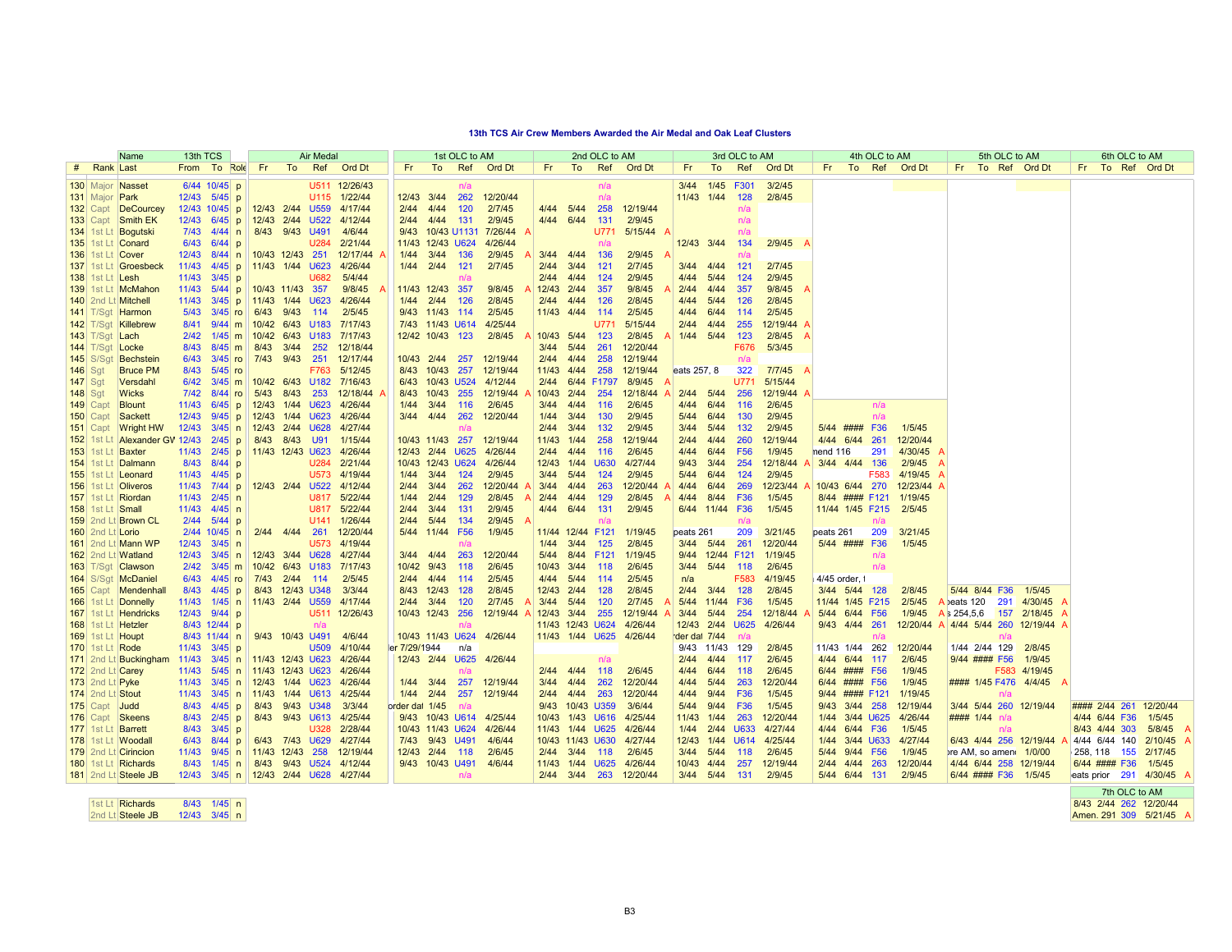### 13th TCS Air Crew Members Awarded the Air Medal and Oak Leaf Clusters

| # | Rank | Name Last | 13th TCS From | To | Role | Air Medal Fr | To | Ref | Ord Dt | | 1st OLC to AM Fr | To | Ref | Ord Dt | | 2nd OLC to AM Fr | To | Ref | Ord Dt | | 3rd OLC to AM Fr | To | Ref | Ord Dt | | 4th OLC to AM Fr | To | Ref | Ord Dt | | 5th OLC to AM Fr | To | Ref | Ord Dt | | 6th OLC to AM Fr | To | Ref | Ord Dt | |
|---|---|---|---|---|---|---|---|---|---|---|---|---|---|---|---|---|---|---|---|---|---|---|---|---|---|---|---|---|---|---|---|---|---|---|---|---|---|---|---|---|---|
| 130 | Major | Nasset | 6/44 | 10/45 | p | | | U511 | 12/26/43 | | | | n/a | | | | | n/a | | | 3/44 | 1/45 | F301 | 3/2/45 | | | | | | | | | | | | | | | | | |
| 131 | Major | Park | 12/43 | 5/45 | p | | | U115 | 1/22/44 | | 12/43 | 3/44 | 262 | 12/20/44 | | | | n/a | | | 11/43 | 1/44 | 128 | 2/8/45 | | | | | | | | | | | | | | | | | |
| 132 | Capt | DeCourcey | 12/43 | 10/45 | p | 12/43 | 2/44 | U559 | 4/17/44 | | 2/44 | 4/44 | 120 | 2/7/45 | | 4/44 | 5/44 | 258 | 12/19/44 | | | | n/a | | | | | | | | | | | | | | | | | | |
| 133 | Capt | Smith EK | 12/43 | 6/45 | p | 12/43 | 2/44 | U522 | 4/12/44 | | 2/44 | 4/44 | 131 | 2/9/45 | | 4/44 | 6/44 | 131 | 2/9/45 | | | | n/a | | | | | | | | | | | | | | | | | | |
| 134 | 1st Lt | Bogutski | 7/43 | 4/44 | n | 8/43 | 9/43 | U491 | 4/6/44 | | 9/43 | 10/43 | U1131 | 7/26/44 | A | | | U771 | 5/15/44 | A | | | n/a | | | | | | | | | | | | | | | | | | |
| 135 | 1st Lt | Conard | 6/43 | 6/44 | p | | | U284 | 2/21/44 | | 11/43 | 12/43 | U624 | 4/26/44 | | | | n/a | | | 12/43 | 3/44 | 134 | 2/9/45 | A | | | | | | | | | | | | | | | | |
| 136 | 1st Lt | Cover | 12/43 | 8/44 | n | 10/43 | 12/43 | 251 | 12/17/44 | A | 1/44 | 3/44 | 136 | 2/9/45 | A | 3/44 | 4/44 | 136 | 2/9/45 | A | | | n/a | | | | | | | | | | | | | | | | | | |
| 137 | 1st Lt | Groesbeck | 11/43 | 4/45 | p | 11/43 | 1/44 | U623 | 4/26/44 | | 1/44 | 2/44 | 121 | 2/7/45 | | 2/44 | 3/44 | 121 | 2/7/45 | | 3/44 | 4/44 | 121 | 2/7/45 | | | | | | | | | | | | | | | | | |
| 138 | 1st Lt | Lesh | 11/43 | 3/45 | p | | | U682 | 5/4/44 | | | | n/a | | | 2/44 | 4/44 | 124 | 2/9/45 | | 4/44 | 5/44 | 124 | 2/9/45 | | | | | | | | | | | | | | | | | |
| 139 | 1st Lt | McMahon | 11/43 | 5/44 | p | 10/43 | 11/43 | 357 | 9/8/45 | A | 11/43 | 12/43 | 357 | 9/8/45 | A | 12/43 | 2/44 | 357 | 9/8/45 | A | 2/44 | 4/44 | 357 | 9/8/45 | A | | | | | | | | | | | | | | | | |
| 140 | 2nd Lt | Mitchell | 11/43 | 3/45 | p | 11/43 | 1/44 | U623 | 4/26/44 | | 1/44 | 2/44 | 126 | 2/8/45 | | 2/44 | 4/44 | 126 | 2/8/45 | | 4/44 | 5/44 | 126 | 2/8/45 | | | | | | | | | | | | | | | | | |
| 141 | T/Sgt | Harmon | 5/43 | 3/45 | ro | 6/43 | 9/43 | 114 | 2/5/45 | | 9/43 | 11/43 | 114 | 2/5/45 | | 11/43 | 4/44 | 114 | 2/5/45 | | 4/44 | 6/44 | 114 | 2/5/45 | | | | | | | | | | | | | | | | | |
| 142 | T/Sgt | Killebrew | 8/41 | 9/44 | m | 10/42 | 6/43 | U183 | 7/17/43 | | 7/43 | 11/43 | U614 | 4/25/44 | | | | U771 | 5/15/44 | | 2/44 | 4/44 | 255 | 12/19/44 | A | | | | | | | | | | | | | | | | |
| 143 | T/Sgt | Lach | 2/42 | 1/45 | m | 10/42 | 6/43 | U183 | 7/17/43 | | 12/42 | 10/43 | 123 | 2/8/45 | A | 10/43 | 5/44 | 123 | 2/8/45 | A | 1/44 | 5/44 | 123 | 2/8/45 | A | | | | | | | | | | | | | | | | |
| 144 | T/Sgt | Locke | 8/43 | 8/45 | m | 8/43 | 3/44 | 252 | 12/18/44 | | | | | | | 3/44 | 5/44 | 261 | 12/20/44 | | | | F676 | 5/3/45 | | | | | | | | | | | | | | | | | |
| 145 | S/Sgt | Bechstein | 6/43 | 3/45 | ro | 7/43 | 9/43 | 251 | 12/17/44 | | 10/43 | 2/44 | 257 | 12/19/44 | | 2/44 | 4/44 | 258 | 12/19/44 | | | | n/a | | | | | | | | | | | | | | | | | | |
| 146 | Sgt | Bruce PM | 8/43 | 5/45 | ro | | | F763 | 5/12/45 | | 8/43 | 10/43 | 257 | 12/19/44 | | 11/43 | 4/44 | 258 | 12/19/44 | | eats 257, 8 | | 322 | 7/7/45 | A | | | | | | | | | | | | | | | | |
| 147 | Sgt | Versdahl | 6/42 | 3/45 | m | 10/42 | 6/43 | U182 | 7/16/43 | | 6/43 | 10/43 | U524 | 4/12/44 | | 2/44 | 6/44 | F1797 | 8/9/45 | A | | | U771 | 5/15/44 | | | | | | | | | | | | | | | | | |
| 148 | Sgt | Wicks | 7/42 | 8/44 | ro | 5/43 | 8/43 | 253 | 12/18/44 | A | 8/43 | 10/43 | 255 | 12/19/44 | A | 10/43 | 2/44 | 254 | 12/18/44 | A | 2/44 | 5/44 | 256 | 12/19/44 | A | | | | | | | | | | | | | | | | |
| 149 | Capt | Blount | 11/43 | 6/45 | p | 12/43 | 1/44 | U623 | 4/26/44 | | 1/44 | 3/44 | 116 | 2/6/45 | | 3/44 | 4/44 | 116 | 2/6/45 | | 4/44 | 6/44 | 116 | 2/6/45 | | | | n/a | | | | | | | | | | | | | |
| 150 | Capt | Sackett | 12/43 | 9/45 | p | 12/43 | 1/44 | U623 | 4/26/44 | | 3/44 | 4/44 | 262 | 12/20/44 | | 1/44 | 3/44 | 130 | 2/9/45 | | 5/44 | 6/44 | 130 | 2/9/45 | | | | n/a | | | | | | | | | | | | | |
| 151 | Capt | Wright HW | 12/43 | 3/45 | n | 12/43 | 2/44 | U628 | 4/27/44 | | | | n/a | | | 2/44 | 3/44 | 132 | 2/9/45 | | 3/44 | 5/44 | 132 | 2/9/45 | | 5/44 | #### | F36 | 1/5/45 | | | | | | | | | | | | |
| 152 | 1st Lt | Alexander GW | 12/43 | 2/45 | p | 8/43 | 8/43 | U91 | 1/15/44 | | 10/43 | 11/43 | 257 | 12/19/44 | | 11/43 | 1/44 | 258 | 12/19/44 | | 2/44 | 4/44 | 260 | 12/19/44 | | 4/44 | 6/44 | 261 | 12/20/44 | | | | | | | | | | | | |
| 153 | 1st Lt | Baxter | 11/43 | 2/45 | p | 11/43 | 12/43 | U623 | 4/26/44 | | 12/43 | 2/44 | U625 | 4/26/44 | | 2/44 | 4/44 | 116 | 2/6/45 | | 4/44 | 6/44 | F56 | 1/9/45 | | mend 116 | | 291 | 4/30/45 | A | | | | | | | | | | | |
| 154 | 1st Lt | Dalmann | 8/43 | 8/44 | p | | | U284 | 2/21/44 | | 10/43 | 12/43 | U624 | 4/26/44 | | 12/43 | 1/44 | U630 | 4/27/44 | | 9/43 | 3/44 | 254 | 12/18/44 | A | 3/44 | 4/44 | 136 | 2/9/45 | A | | | | | | | | | | | |
| 155 | 1st Lt | Leonard | 11/43 | 4/45 | p | | | U573 | 4/19/44 | | 1/44 | 3/44 | 124 | 2/9/45 | | 3/44 | 5/44 | 124 | 2/9/45 | | 5/44 | 6/44 | 124 | 2/9/45 | | | | F583 | 4/19/45 | A | | | | | | | | | | | |
| 156 | 1st Lt | Oliveros | 11/43 | 7/44 | p | 12/43 | 2/44 | U522 | 4/12/44 | | 2/44 | 3/44 | 262 | 12/20/44 | A | 3/44 | 4/44 | 263 | 12/20/44 | A | 4/44 | 6/44 | 269 | 12/23/44 | A | 10/43 | 6/44 | 270 | 12/23/44 | A | | | | | | | | | | | |
| 157 | 1st Lt | Riordan | 11/43 | 2/45 | n | | | U817 | 5/22/44 | | 1/44 | 2/44 | 129 | 2/8/45 | A | 2/44 | 4/44 | 129 | 2/8/45 | A | 4/44 | 8/44 | F36 | 1/5/45 | | 8/44 | #### | F121 | 1/19/45 | | | | | | | | | | | | |
| 158 | 1st Lt | Small | 11/43 | 4/45 | n | | | U817 | 5/22/44 | | 2/44 | 3/44 | 131 | 2/9/45 | | 4/44 | 6/44 | 131 | 2/9/45 | | 6/44 | 11/44 | F36 | 1/5/45 | | 11/44 | 1/45 | F215 | 2/5/45 | | | | | | | | | | | | |
| 159 | 2nd Lt | Brown CL | 2/44 | 5/44 | p | | | U141 | 1/26/44 | | 2/44 | 5/44 | 134 | 2/9/45 | A | | | n/a | | | | | n/a | | | | | n/a | | | | | | | | | | | | | |
| 160 | 2nd Lt | Lorio | 2/44 | 10/45 | n | 2/44 | 4/44 | 261 | 12/20/44 | | 5/44 | 11/44 | F56 | 1/9/45 | | 11/44 | 12/44 | F121 | 1/19/45 | | peats 261 | | 209 | 3/21/45 | | peats 261 | | 209 | 3/21/45 | | | | | | | | | | | | |
| 161 | 2nd Lt | Mann WP | 12/43 | 3/45 | n | | | U573 | 4/19/44 | | | | n/a | | | 1/44 | 3/44 | 125 | 2/8/45 | | 3/44 | 5/44 | 261 | 12/20/44 | | 5/44 | #### | F36 | 1/5/45 | | | | | | | | | | | | |
| 162 | 2nd Lt | Watland | 12/43 | 3/45 | n | 12/43 | 3/44 | U628 | 4/27/44 | | 3/44 | 4/44 | 263 | 12/20/44 | | 5/44 | 8/44 | F121 | 1/19/45 | | 9/44 | 12/44 | F121 | 1/19/45 | | | | n/a | | | | | | | | | | | | | |
| 163 | T/Sgt | Clawson | 2/42 | 3/45 | m | 10/42 | 6/43 | U183 | 7/17/43 | | 10/42 | 9/43 | 118 | 2/6/45 | | 10/43 | 3/44 | 118 | 2/6/45 | | 3/44 | 5/44 | 118 | 2/6/45 | | | | n/a | | | | | | | | | | | | | |
| 164 | S/Sgt | McDaniel | 6/43 | 4/45 | ro | 7/43 | 2/44 | 114 | 2/5/45 | | 2/44 | 4/44 | 114 | 2/5/45 | | 4/44 | 5/44 | 114 | 2/5/45 | | n/a | | F583 | 4/19/45 | | 4/45 order, t | | | | | | | | | | | | | | | |
| 165 | Capt | Mendenhall | 8/43 | 4/45 | p | 8/43 | 12/43 | U348 | 3/3/44 | | 8/43 | 12/43 | 128 | 2/8/45 | | 12/43 | 2/44 | 128 | 2/8/45 | | 2/44 | 3/44 | 128 | 2/8/45 | | 3/44 | 5/44 | 128 | 2/8/45 | | 5/44 | 8/44 | F36 | 1/5/45 | | | | | | | |
| 166 | 1st Lt | Donnelly | 11/43 | 1/45 | n | 11/43 | 2/44 | U559 | 4/17/44 | | 2/44 | 3/44 | 120 | 2/7/45 | A | 3/44 | 5/44 | 120 | 2/7/45 | A | 5/44 | 11/44 | F36 | 1/5/45 | | 11/44 | 1/45 | F215 | 2/5/45 | A | peats 120 | | 291 | 4/30/45 | A | | | | | | |
| 167 | 1st Lt | Hendricks | 12/43 | 9/44 | p | | | U511 | 12/26/43 | | 10/43 | 12/43 | 256 | 12/19/44 | A | 12/43 | 3/44 | 255 | 12/19/44 | A | 3/44 | 5/44 | 254 | 12/18/44 | A | 5/44 | 6/44 | F56 | 1/9/45 | A | s 254,5,6 | | 157 | 2/18/45 | A | | | | | | |
| 168 | 1st Lt | Hetzler | | 8/43 12/44 | p | | | n/a | | | | | n/a | | | 11/43 | 12/43 | U624 | 4/26/44 | | 12/43 | 2/44 | U625 | 4/26/44 | | 9/43 | 4/44 | 261 | 12/20/44 | A | 4/44 | 5/44 | 260 | 12/19/44 | A | | | | | | |
| 169 | 1st Lt | Houpt | | 8/43 11/44 | n | 9/43 | 10/43 | U491 | 4/6/44 | | 10/43 | 11/43 | U624 | 4/26/44 | | 11/43 | 1/44 | U625 | 4/26/44 | | rder dat | 7/44 | n/a | | | | | n/a | | | | | n/a | | | | | | | | |
| 170 | 1st Lt | Rode | 11/43 | 3/45 | p | | | U509 | 4/10/44 | | er 7/29/1944 | | n/a | | | | | | | | 9/43 | 11/43 | 129 | 2/8/45 | | 11/43 | 1/44 | 262 | 12/20/44 | | 1/44 | 2/44 | 129 | 2/8/45 | | | | | | | |
| 171 | 2nd Lt | Buckingham | 11/43 | 3/45 | n | 11/43 | 12/43 | U623 | 4/26/44 | | 12/43 | 2/44 | U625 | 4/26/44 | | | | n/a | | | 2/44 | 4/44 | 117 | 2/6/45 | | 4/44 | 6/44 | 117 | 2/6/45 | | 9/44 | #### | F56 | 1/9/45 | | | | | | | |
| 172 | 2nd Lt | Carey | 11/43 | 5/45 | n | 11/43 | 12/43 | U623 | 4/26/44 | | | | n/a | | | 2/44 | 4/44 | 118 | 2/6/45 | | 4/44 | 6/44 | 118 | 2/6/45 | | 6/44 | #### | F56 | 1/9/45 | | | | F583 | 4/19/45 | | | | | | | |
| 173 | 2nd Lt | Pyke | 11/43 | 3/45 | n | 12/43 | 1/44 | U623 | 4/26/44 | | 1/44 | 3/44 | 257 | 12/19/44 | | 3/44 | 4/44 | 262 | 12/20/44 | | 4/44 | 5/44 | 263 | 12/20/44 | | 6/44 | #### | F56 | 1/9/45 | | #### | 1/45 | F476 | 4/4/45 | A | | | | | | |
| 174 | 2nd Lt | Stout | 11/43 | 3/45 | n | 11/43 | 1/44 | U613 | 4/25/44 | | 1/44 | 2/44 | 257 | 12/19/44 | | 2/44 | 4/44 | 263 | 12/20/44 | | 4/44 | 9/44 | F36 | 1/5/45 | | 9/44 | #### | F121 | 1/19/45 | | | | n/a | | | | | | | | |
| 175 | Capt | Judd | 8/43 | 4/45 | p | 8/43 | 9/43 | U348 | 3/3/44 | | order dat | 1/45 | n/a | | | 9/43 | 10/43 | U359 | 3/6/44 | | 5/44 | 9/44 | F36 | 1/5/45 | | 9/43 | 3/44 | 258 | 12/19/44 | | 3/44 | 5/44 | 260 | 12/19/44 | | #### | 2/44 | 261 | 12/20/44 | |
| 176 | Capt | Skeens | 8/43 | 2/45 | p | 8/43 | 9/43 | U613 | 4/25/44 | | 9/43 | 10/43 | U614 | 4/25/44 | | 10/43 | 1/43 | U616 | 4/25/44 | | 11/43 | 1/44 | 263 | 12/20/44 | | 1/44 | 3/44 | U625 | 4/26/44 | | #### | 1/44 | n/a | | | 4/44 | 6/44 | F36 | 1/5/45 | |
| 177 | 1st Lt | Barrett | 8/43 | 3/45 | p | | | U328 | 2/28/44 | | 10/43 | 11/43 | U624 | 4/26/44 | | 11/43 | 1/44 | U625 | 4/26/44 | | 1/44 | 2/44 | U633 | 4/27/44 | | 4/44 | 6/44 | F36 | 1/5/45 | | | | n/a | | | 8/43 | 4/44 | 303 | 5/8/45 | A |
| 178 | 1st Lt | Woodall | 6/43 | 8/44 | p | 6/43 | 7/43 | U629 | 4/27/44 | | 7/43 | 9/43 | U491 | 4/6/44 | | 10/43 | 11/43 | U630 | 4/27/44 | | 12/43 | 1/44 | U614 | 4/25/44 | | 1/44 | 3/44 | U633 | 4/27/44 | | 6/43 | 4/44 | 256 | 12/19/44 | A | 4/44 | 6/44 | 140 | 2/10/45 | A |
| 179 | 2nd Lt | Cirincion | 11/43 | 9/45 | n | 11/43 | 12/43 | 258 | 12/19/44 | | 12/43 | 2/44 | 118 | 2/6/45 | | 2/44 | 3/44 | 118 | 2/6/45 | | 3/44 | 5/44 | 118 | 2/6/45 | | 5/44 | 9/44 | F56 | 1/9/45 | | ore AM, so amen | | | 1/0/00 | | 258, 118 | | 155 | 2/17/45 | |
| 180 | 1st Lt | Richards | 8/43 | 1/45 | n | 8/43 | 9/43 | U524 | 4/12/44 | | 9/43 | 10/43 | U491 | 4/6/44 | | 11/43 | 1/44 | U625 | 4/26/44 | | 10/43 | 4/44 | 257 | 12/19/44 | | 2/44 | 4/44 | 263 | 12/20/44 | | 4/44 | 6/44 | 258 | 12/19/44 | | 6/44 | #### | F36 | 1/5/45 | |
| 181 | 2nd Lt | Steele JB | 12/43 | 3/45 | n | 12/43 | 2/44 | U628 | 4/27/44 | | | | n/a | | | 2/44 | 3/44 | 263 | 12/20/44 | | 3/44 | 5/44 | 131 | 2/9/45 | | 5/44 | 6/44 | 131 | 2/9/45 | | 6/44 | #### | F36 | 1/5/45 | | eats prior | | 291 | 4/30/45 | A |

| Rank | Name | From | To | Role | 7th OLC to AM | | | | |
|---|---|---|---|---|---|---|---|---|---|
| 1st Lt | Richards | 8/43 | 1/45 | n | 8/43 | 2/44 | 262 | 12/20/44 | |
| 2nd Lt | Steele JB | 12/43 | 3/45 | n | Amen. 291 | | 309 | 5/21/45 | A |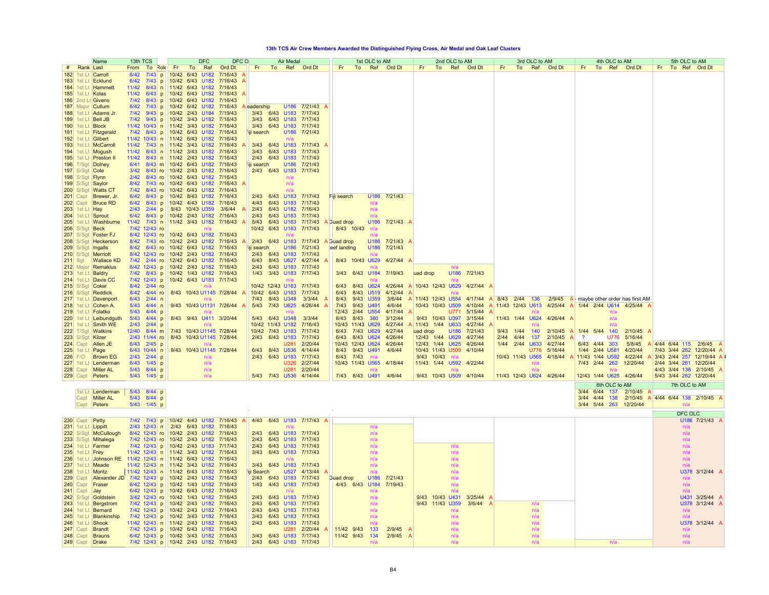**13th TCS Air Crew Members Awarded the Distinguished Flying Cross, Air Medal and Oak Leaf Clusters**

| # | Rank | Name | 13th TCS | | Role | DFC | | | | Air Medal | | | | 1st OLC to AM | | | | 2nd OLC to AM | | | | 3rd OLC to AM | | | | 4th OLC to AM | | | | 5th OLC to AM | | | |
|---|---|---|---|---|---|---|---|---|---|---|---|---|---|---|---|---|---|---|---|---|---|---|---|---|---|---|---|---|---|---|---|---|---|
| | | Last | From | To | | Fr | To | Ref | Ord Dt | Fr | To | Ref | Ord Dt | Fr | To | Ref | Ord Dt | Fr | To | Ref | Ord Dt | Fr | To | Ref | Ord Dt | Fr | To | Ref | Ord Dt | Fr | To | Ref | Ord Dt |
| 182 | 1st Lt | Carroll | 6/42 | 7/43 | p | 10/42 | 6/43 | U182 | 7/16/43 A | | | | | | | | | | | | | | | | | | | | | | | | |
| 183 | 1st Lt | Ecklund | 6/42 | 7/43 | p | 10/42 | 6/43 | U182 | 7/16/43 A | | | | | | | | | | | | | | | | | | | | | | | | |
| 184 | 1st Lt | Hammett | 11/42 | 8/43 | n | 11/42 | 6/43 | U182 | 7/16/43 | | | | | | | | | | | | | | | | | | | | | | | | |
| 185 | 1st Lt | Kolas | 11/42 | 6/43 | p | 10/42 | 6/43 | U182 | 7/16/43 A | | | | | | | | | | | | | | | | | | | | | | | | |
| 186 | 2nd Lt | Givens | 7/42 | 8/43 | p | 10/42 | 6/43 | U182 | 7/16/43 | | | | | | | | | | | | | | | | | | | | | | | | |
| 187 | Major | Cullum | 6/42 | 7/43 | p | 10/42 | 6/42 | U182 | 7/16/43 A | Leadership | | U186 | 7/21/43 A | | | | | | | | | | | | | | | | | | | | |
| 188 | 1st Lt | Adams Jr. | 7/42 | 9/43 | p | 10/42 | 2/43 | U184 | 7/19/43 | 3/43 | 6/43 | U183 | 7/17/43 | | | | | | | | | | | | | | | | | | | | |
| 189 | 1st Lt | Bell JB | 7/42 | 9/43 | p | 10/42 | 3/43 | U182 | 7/16/43 | 3/43 | 6/43 | U183 | 7/17/43 | | | | | | | | | | | | | | | | | | | | |
| 190 | 1st Lt | Block | 11/42 | 10/43 | n | 11/42 | 3/43 | U182 | 7/16/43 | 3/43 | 6/43 | U183 | 7/17/43 | | | | | | | | | | | | | | | | | | | | |
| 191 | 1st Lt | Fitzgerald | 7/42 | 8/43 | p | 10/42 | 6/43 | U182 | 7/16/43 | Fiji search | | U186 | 7/21/43 | | | | | | | | | | | | | | | | | | | | |
| 192 | 1st Lt | Gilbert | 11/42 | 10/43 | n | 11/42 | 6/43 | U182 | 7/16/43 | | | n/a | | | | | | | | | | | | | | | | | | | | | |
| 193 | 1st Lt | McCarroll | 11/42 | 7/43 | n | 11/42 | 3/43 | U182 | 7/16/43 A | 3/43 | 6/43 | U183 | 7/17/43 A | | | | | | | | | | | | | | | | | | | | |
| 194 | 1st Lt | Mogush | 11/42 | 8/43 | n | 11/42 | 3/43 | U182 | 7/16/43 | 3/43 | 6/43 | U183 | 7/17/43 | | | | | | | | | | | | | | | | | | | | |
| 195 | 1st Lt | Preston II | 11/42 | 8/43 | n | 11/42 | 2/43 | U182 | 7/16/43 | 2/43 | 6/43 | U183 | 7/17/43 | | | | | | | | | | | | | | | | | | | | |
| 196 | T/Sgt | Dolney | 6/41 | 8/43 | m | 10/42 | 6/43 | U182 | 7/16/43 | Fiji search | | U186 | 7/21/43 | | | | | | | | | | | | | | | | | | | | |
| 197 | S/Sgt | Cole | 3/42 | 8/43 | ro | 10/42 | 2/43 | U182 | 7/16/43 | 2/43 | 6/43 | U183 | 7/17/43 | | | | | | | | | | | | | | | | | | | | |
| 198 | S/Sgt | Flynn | 2/42 | 8/43 | ro | 10/42 | 6/43 | U182 | 7/16/43 | | | n/a | | | | | | | | | | | | | | | | | | | | | |
| 199 | S/Sgt | Saylor | 8/42 | 7/43 | ro | 10/42 | 6/43 | U182 | 7/16/43 A | | | n/a | | | | | | | | | | | | | | | | | | | | | |
| 200 | S/Sgt | Watts CT | 7/42 | 8/43 | ro | 10/42 | 6/43 | U182 | 7/16/43 | | | n/a | | | | | | | | | | | | | | | | | | | | | |
| 201 | Capt | Brewer, Jr. | 6/42 | 8/43 | p | 10/42 | 8/43 | U182 | 7/16/43 | 2/43 | 6/43 | U183 | 7/17/43 | Fiji search | | U186 | 7/21/43 | | | | | | | | | | | | | | | | |
| 202 | Capt | Bruce RD | 6/42 | 8/43 | p | 10/42 | 4/43 | U182 | 7/16/43 | 4/43 | 6/43 | U183 | 7/17/43 | | | n/a | | | | | | | | | | | | | | | | | |
| 203 | 1st Lt | Hay | 2/43 | 2/44 | p | 9/43 | 10/43 | U359 | 3/6/44 A | 2/43 | 6/43 | U182 | 7/16/43 | | | n/a | | | | | | | | | | | | | | | | | |
| 204 | 1st Lt | Sprout | 6/42 | 8/43 | p | 10/42 | 2/43 | U182 | 7/16/43 | 2/43 | 6/43 | U183 | 7/17/43 | | | n/a | | | | | | | | | | | | | | | | | |
| 205 | 1st Lt | Washburne | 11/42 | 7/43 | n | 11/42 | 3/43 | U182 | 7/16/43 A | 5/43 | 6/43 | U183 | 7/17/43 A | Guad drop | | U186 | 7/21/43 A | | | | | | | | | | | | | | | | |
| 206 | S/Sgt | Beck | 7/42 | 12/43 | ro | | | n/a | | 10/42 | 6/43 | U183 | 7/17/43 | 8/43 | 10/43 | | | | | | | | | | | | | | | | | | |
| 207 | S/Sgt | Foster FJ | 8/42 | 12/43 | ro | 10/42 | 6/43 | U182 | 7/16/43 | | | n/a | | | | n/a | | | | | | | | | | | | | | | | | |
| 208 | S/Sgt | Heckerson | 8/42 | 7/43 | ro | 10/42 | 2/43 | U182 | 7/16/43 A | 2/43 | 6/43 | U183 | 7/17/43 A | Guad drop | | U186 | 7/21/43 A | | | | | | | | | | | | | | | | |
| 209 | S/Sgt | Ingalls | 8/42 | 8/43 | ro | 10/42 | 6/43 | U182 | 7/16/43 | Fiji search | | U186 | 7/21/43 | Reef landing | | U186 | 7/21/43 | | | | | | | | | | | | | | | | |
| 210 | S/Sgt | Merriott | 8/42 | 12/43 | ro | 10/42 | 2/43 | U182 | 7/16/43 | 2/43 | 6/43 | U183 | 7/17/43 | | | n/a | | | | | | | | | | | | | | | | | |
| 211 | Sgt | Wallace KD | 7/42 | 2/44 | ro | 12/42 | 6/43 | U182 | 7/16/43 | 6/43 | 8/43 | U627 | 4/27/44 A | 8/43 | 10/43 | U629 | 4/27/44 A | | | | | | | | | | | | | | | | |
| 212 | Major | Remaklus | 6/42 | 12/43 | p | 10/42 | 2/43 | U182 | 7/16/43 | 2/43 | 6/43 | U183 | 7/17/43 | | | n/a | | | | n/a | | | | | | | | | | | | | |
| 213 | 1st Lt | Baldry | 7/42 | 8/43 | p | 10/42 | 1/43 | U182 | 7/16/43 | 1/43 | 3/43 | U183 | 7/17/43 | 3/43 | 6/43 | U184 | 7/19/43 | Guad drop | | U186 | 7/21/43 | | | | | | | | | | | | |
| 214 | 1st Lt | Davis CC | 7/42 | 12/43 | p | 10/42 | 6/43 | U183 | 7/17/43 | | | n/a | | | | n/a | | | | n/a | | | | | | | | | | | | | |
| 215 | S/Sgt | Coker | 8/42 | 2/44 | ro | | | n/a | | 10/42 | 12/43 | U183 | 7/17/43 | 6/43 | 8/43 | U624 | 4/26/44 A | 10/43 | 12/43 | U629 | 4/27/44 A | | | | | | | | | | | | |
| 216 | S/Sgt | Reddick | 8/42 | 4/44 | ro | 8/43 | 10/43 | U1145 | 7/28/44 A | 10/42 | 6/43 | U183 | 7/17/43 | 6/43 | 8/43 | U519 | 4/12/44 A | | | n/a | | | | | | | | | | | | | |
| 217 | 1st Lt | Davenport | 6/43 | 2/44 | n | | | n/a | | 7/43 | 8/43 | U348 | 3/3/44 A | 8/43 | 9/43 | U359 | 3/6/44 A | 11/43 | 12/43 | U554 | 4/17/44 A | 8/43 | 2/44 | 136 | 2/9/45 A | - maybe other order has first AM | | | | | | | |
| 218 | 1st Lt | Cohen A. | 5/43 | 4/44 | n | 9/43 | 10/43 | U1131 | 7/26/44 A | 5/43 | 7/43 | U625 | 4/26/44 A | 7/43 | 9/43 | U491 | 4/6/44 | 10/43 | 10/43 | U509 | 4/10/44 A | 11/43 | 12/43 | U613 | 4/25/44 A | 1/44 | 2/44 | U614 | 4/25/44 A | | | | |
| 219 | 1st Lt | Folatko | 5/43 | 4/44 | p | | | n/a | | | | n/a | | 12/43 | 2/44 | U554 | 4/17/44 A | | | U771 | 5/15/44 A | | | n/a | | | | n/a | | | | | |
| 220 | 1st Lt | Leibundguth | 5/43 | 4/44 | p | 8/43 | 9/43 | U411 | 3/20/44 | 5/43 | 6/43 | U348 | 3/3/44 | 6/43 | 8/43 | 380 | 3/12/44 | 9/43 | 10/43 | U397 | 3/15/44 | 11/43 | 1/44 | U624 | 4/26/44 A | | | n/a | | | | | |
| 221 | 1st Lt | Smith WE | 2/43 | 2/44 | p | | | n/a | | 10/42 | 11/43 | U182 | 7/16/43 | 10/43 | 11/43 | U629 | 4/27/44 A | 11/43 | 1/44 | U633 | 4/27/44 A | | | n/a | | | | n/a | | | | | |
| 222 | T/Sgt | Watkins | 12/40 | 8/44 | m | 7/43 | 10/43 | U1145 | 7/28/44 | 10/42 | 7/43 | U183 | 7/17/43 | 6/43 | 7/43 | U629 | 4/27/44 | Guad drop | | U186 | 7/21/43 | 9/43 | 1/44 | 140 | 2/10/45 A | 1/44 | 5/44 | 140 | 2/10/45 A | | | | |
| 223 | S/Sgt | Kilzer | 2/43 | 11/44 | ro | 8/43 | 10/43 | U1145 | 7/28/44 | 2/43 | 6/43 | U183 | 7/17/43 | 6/43 | 8/43 | U624 | 4/26/44 | 12/43 | 1/44 | U629 | 4/27/44 | 2/44 | 4/44 | 137 | 2/10/45 A | ? | | U776 | 5/16/44 | | | | |
| 224 | Capt | Allen JE | 6/43 | 2/45 | p | | | n/a | | | | U281 | 2/20/44 | 10/43 | 12/43 | U624 | 4/26/44 | 12/43 | 1/44 | U625 | 4/26/44 | 1/44 | 2/44 | U633 | 4/27/44 | 6/43 | 4/44 | 303 | 5/8/45 A | 4/44 | 6/44 | 115 | 2/6/45 A |
| 225 | 1st Lt | Page | 6/43 | 10/44 | n | 9/43 | 10/43 | U1145 | 7/28/44 | 6/43 | 8/43 | U536 | 4/14/44 | 8/43 | 9/43 | U491 | 4/6/44 | 10/43 | 11/43 | U509 | 4/10/44 | | | U776 | 5/16/44 | 1/44 | 2/44 | U581 | 4/20/44 | 7/43 | 3/44 | 262 | 12/20/44 A |
| 226 | F/O | Brown EG | 2/43 | 2/44 | p | | | n/a | | 2/43 | 6/43 | U183 | 7/17/43 | 6/43 | 7/43 | n/a | | 9/43 | 10/43 | n/a | | 10/43 | 11/43 | U565 | 4/18/44 A | 11/43 | 1/44 | U592 | 4/22/44 A | 3/43 | 2/44 | 257 | 12/19/44 A |
| 227 | 1st Lt | Lenderman | 6/43 | 1/45 | p | | | n/a | | | | U326 | 2/27/44 | 10/43 | 11/43 | U565 | 4/18/44 | 11/43 | 1/44 | U592 | 4/22/44 | | | n/a | | 7/43 | 2/44 | 262 | 12/20/44 | 2/44 | 3/44 | 261 | 12/20/44 |
| 228 | Capt | Miller AL | 5/43 | 8/44 | p | | | n/a | | | | U281 | 2/20/44 | | | n/a | | | | n/a | | | | n/a | | | | n/a | | 4/43 | 3/44 | 138 | 2/10/45 A |
| 229 | Capt | Peters | 5/43 | 1/45 | p | | | n/a | | 5/43 | 7/43 | U536 | 4/14/44 | 7/43 | 8/43 | U491 | 4/6/44 | 9/43 | 10/43 | U509 | 4/10/44 | 11/43 | 12/43 | U624 | 4/26/44 | 12/43 | 1/44 | U625 | 4/26/44 | 5/43 | 3/44 | 262 | 12/20/44 |

| Rank | Last | From | To | Role | 6th OLC to AM Fr | To | Ref | Ord Dt | 7th OLC to AM Fr | To | Ref | Ord Dt |
|---|---|---|---|---|---|---|---|---|---|---|---|---|
| 1st Lt | Lenderman | 5/43 | 8/44 | p | 3/44 | 6/44 | 137 | 2/10/45 A | | | | |
| Capt | Miller AL | 5/43 | 8/44 | p | 3/44 | 4/44 | 138 | 2/10/45 A | 4/44 | 6/44 | 138 | 2/10/45 A |
| Capt | Peters | 5/43 | 1/45 | p | 3/44 | 5/44 | 263 | 12/20/44 | | | n/a | |

| # | Rank | Last | From | To | Role | DFC Fr | To | Ref | Ord Dt | AM Fr | To | Ref | Ord Dt | 1st OLC Fr | To | Ref | Ord Dt | 2nd OLC Fr | To | Ref | Ord Dt | 3rd OLC Fr | To | Ref | Ord Dt | 4th OLC Fr | To | Ref | Ord Dt | DFC OLC Ref | Ord Dt |
|---|---|---|---|---|---|---|---|---|---|---|---|---|---|---|---|---|---|---|---|---|---|---|---|---|---|---|---|---|---|---|---|
| 230 | Capt | Petty | 7/42 | 7/43 | p | 10/42 | 4/43 | U182 | 7/16/43 A | 4/43 | 6/43 | U183 | 7/17/43 A | | | | | | | | | | | | | | | | | U186 | 7/21/43 A |
| 231 | 1st Lt | Lippitt | 2/43 | 12/43 | n | 2/43 | 6/43 | U182 | 7/16/43 | | | n/a | | | | n/a | | | | | | | | | | | | | | n/a | |
| 232 | S/Sgt | McCullough | 8/42 | 12/43 | ro | 10/42 | 2/43 | U182 | 7/16/43 | 2/43 | 6/43 | U183 | 7/17/43 | | | n/a | | | | | | | | | | | | | | n/a | |
| 233 | S/Sgt | Mihalega | 7/42 | 12/43 | ro | 10/42 | 2/43 | U182 | 7/16/43 | 2/43 | 6/43 | U183 | 7/17/43 | | | n/a | | | | | | | | | | | | | | n/a | |
| 234 | 1st Lt | Farmer | 7/42 | 12/43 | p | 10/42 | 2/43 | U183 | 7/17/43 | 2/43 | 6/43 | U183 | 7/17/43 | | | n/a | | | | n/a | | | | | | | | | | n/a | |
| 235 | 1st Lt | Frey | 11/42 | 12/43 | n | 11/42 | 3/43 | U182 | 7/16/43 | 3/43 | 6/43 | U183 | 7/17/43 | | | n/a | | | | n/a | | | | | | | | | | n/a | |
| 236 | 1st Lt | Johnson RE | 11/42 | 12/43 | n | 11/42 | 6/43 | U182 | 7/16/43 | | | n/a | | | | n/a | | | | n/a | | | | | | | | | | n/a | |
| 237 | 1st Lt | Meade | 11/42 | 12/43 | n | 11/42 | 3/43 | U182 | 7/16/43 | 3/43 | 6/43 | U183 | 7/17/43 | | | n/a | | | | n/a | | | | | | | | | | n/a | |
| 238 | 1st Lt | Moritz | 11/42 | 12/43 | n | 11/42 | 6/43 | U182 | 7/16/43 | Fiji Search | | U527 | 4/13/44 A | | | n/a | | | | n/a | | | | | | | | | | U378 | 3/12/44 A |
| 239 | Capt | Alexander JD | 7/42 | 12/43 | p | 10/42 | 2/43 | U182 | 7/16/43 | 2/43 | 6/43 | U183 | 7/17/43 | Guad drop | | U186 | 7/21/43 | | | n/a | | | | | | | | | | n/a | |
| 240 | Capt | Fraser | 6/42 | 12/43 | p | 10/42 | 1/43 | U182 | 7/16/43 | 1/43 | 4/43 | U183 | 7/17/43 | 4/43 | 6/43 | U184 | 7/19/43 | | | n/a | | | | | | | | | | n/a | |
| 241 | Capt | Jay | 6/42 | 12/43 | p | 10/42 | 6/43 | U182 | 7/16/43 | | | n/a | | | | n/a | | | | n/a | | | | | | | | | | n/a | |
| 242 | S/Sgt | Goldstein | 3/42 | 12/43 | ro | 10/42 | 1/43 | U182 | 7/16/43 | 2/43 | 6/43 | U183 | 7/17/43 | | | n/a | | 9/43 | 10/43 | U431 | 3/25/44 A | | | | | | | | | U431 | 3/25/44 A |
| 243 | 1st Lt | Bergstrom | 7/42 | 12/43 | p | 10/42 | 2/43 | U182 | 7/16/43 | 2/43 | 6/43 | U183 | 7/17/43 | | | n/a | | 9/43 | 11/43 | U359 | 3/6/44 A | | | n/a | | | | | | U378 | 3/12/44 A |
| 244 | 1st Lt | Bernard | 7/42 | 12/43 | p | 10/42 | 2/43 | U182 | 7/16/43 | 2/43 | 6/43 | U183 | 7/17/43 | | | n/a | | | | n/a | | | | n/a | | | | | | n/a | |
| 245 | 1st Lt | Blankinship | 7/42 | 12/43 | p | 10/42 | 3/43 | U182 | 7/16/43 | 3/43 | 6/43 | U183 | 7/17/43 | | | n/a | | | | n/a | | | | n/a | | | | | | n/a | |
| 246 | 1st Lt | Shook | 11/42 | 12/43 | n | 11/42 | 2/43 | U182 | 7/16/43 | 2/43 | 6/43 | U183 | 7/17/43 | | | n/a | | | | n/a | | | | n/a | | | | | | U378 | 3/12/44 A |
| 247 | Capt | Brandt | 7/42 | 12/43 | p | 10/42 | 6/43 | U182 | 7/16/43 | | | U281 | 2/20/44 A | 11/42 | 9/43 | 133 | 2/9/45 A | | | n/a | | | | n/a | | | | | | n/a | |
| 248 | Capt | Brauns | 6/42 | 12/43 | p | 10/42 | 3/43 | U182 | 7/16/43 | 3/43 | 6/43 | U183 | 7/17/43 | 11/42 | 9/43 | 134 | 2/9/45 A | | | n/a | | | | n/a | | | | | | n/a | |
| 249 | Capt | Drake | 7/42 | 12/43 | p | 10/42 | 2/43 | U182 | 7/16/43 | 2/43 | 6/43 | U183 | 7/17/43 | | | n/a | | | | n/a | | | | n/a | | | | n/a | | n/a | |

B4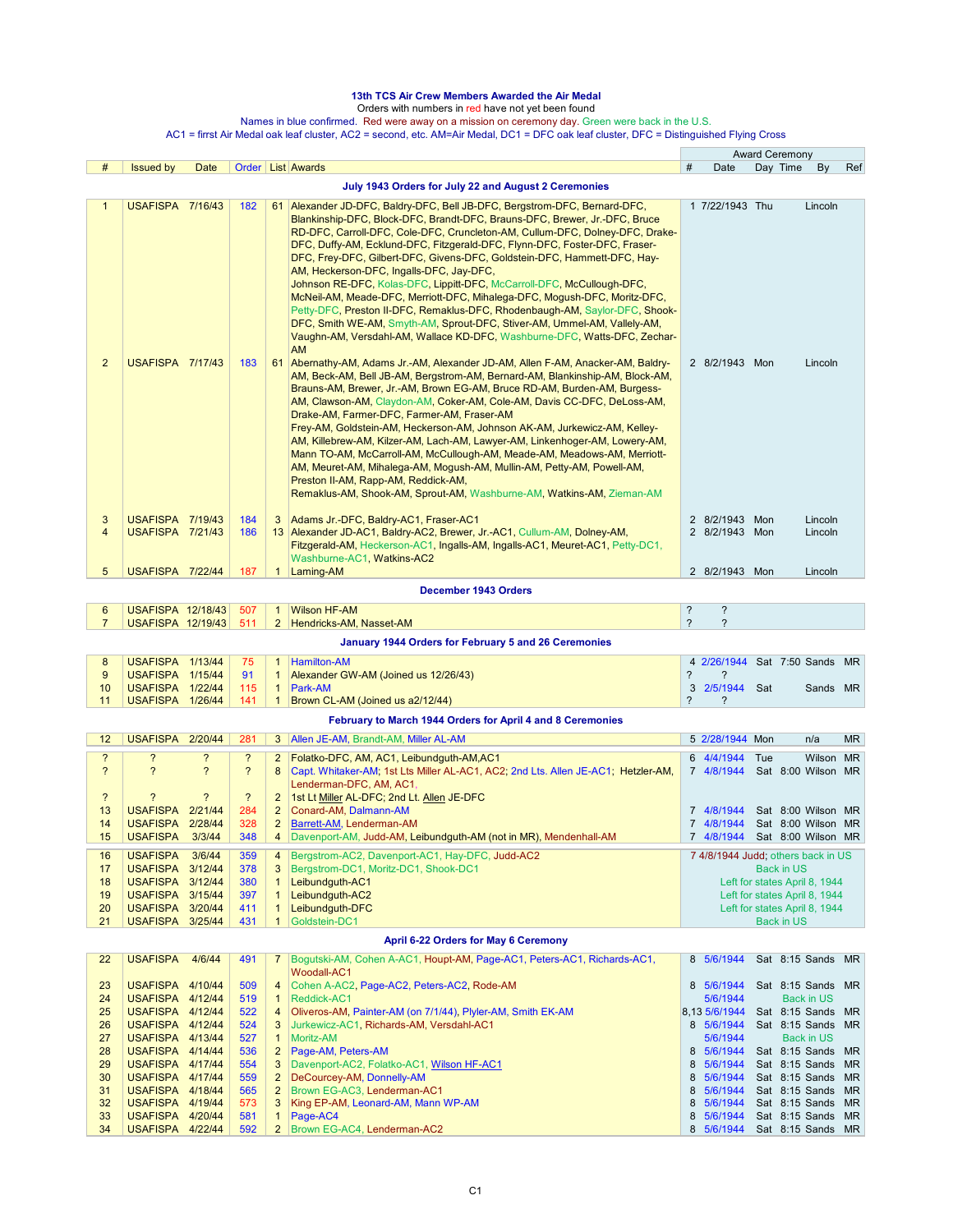### 13th TCS Air Crew Members Awarded the Air Medal

Orders with numbers in red have not yet been found

Names in blue confirmed. Red were away on a mission on ceremony day. Green were back in the U.S.

AC1 = firrst Air Medal oak leaf cluster, AC2 = second, etc. AM=Air Medal, DC1 = DFC oak leaf cluster, DFC = Distinguished Flying Cross

| # | Issued by | Date | Order | List | Awards | Award Ceremony # | Date | Day | Time | By | Ref |
|---|---|---|---|---|---|---|---|---|---|---|---|
| **July 1943 Orders for July 22 and August 2 Ceremonies** | | | | | | | | | | | |
| 1 | USAFISPA | 7/16/43 | 182 | 61 | Alexander JD-DFC, Baldry-DFC, Bell JB-DFC, Bergstrom-DFC, Bernard-DFC, Blankinship-DFC, Block-DFC, Brandt-DFC, Brauns-DFC, Brewer, Jr.-DFC, Bruce RD-DFC, Carroll-DFC, Cole-DFC, Cruncleton-AM, Cullum-DFC, Dolney-DFC, Drake-DFC, Duffy-AM, Ecklund-DFC, Fitzgerald-DFC, Flynn-DFC, Foster-DFC, Fraser-DFC, Frey-DFC, Gilbert-DFC, Givens-DFC, Goldstein-DFC, Hammett-DFC, Hay-AM, Heckerson-DFC, Ingalls-DFC, Jay-DFC, Johnson RE-DFC, Kolas-DFC, Lippitt-DFC, McCarroll-DFC, McCullough-DFC, McNeil-AM, Meade-DFC, Merriott-DFC, Mihalega-DFC, Mogush-DFC, Moritz-DFC, Petty-DFC, Preston II-DFC, Remaklus-DFC, Rhodenbaugh-AM, Saylor-DFC, Shook-DFC, Smith WE-AM, Smyth-AM, Sprout-DFC, Stiver-AM, Ummel-AM, Vallely-AM, Vaughn-AM, Versdahl-AM, Wallace KD-DFC, Washburne-DFC, Watts-DFC, Zechar-AM | 1 | 7/22/1943 | Thu | | Lincoln | |
| 2 | USAFISPA | 7/17/43 | 183 | 61 | Abernathy-AM, Adams Jr.-AM, Alexander JD-AM, Allen F-AM, Anacker-AM, Baldry-AM, Beck-AM, Bell JB-AM, Bergstrom-AM, Bernard-AM, Blankinship-AM, Block-AM, Brauns-AM, Brewer, Jr.-AM, Brown EG-AM, Bruce RD-AM, Burden-AM, Burgess-AM, Clawson-AM, Claydon-AM, Coker-AM, Cole-AM, Davis CC-DFC, DeLoss-AM, Drake-AM, Farmer-DFC, Farmer-AM, Fraser-AM Frey-AM, Goldstein-AM, Heckerson-AM, Johnson AK-AM, Jurkewicz-AM, Kelley-AM, Killebrew-AM, Kilzer-AM, Lach-AM, Lawyer-AM, Linkenhoger-AM, Lowery-AM, Mann TO-AM, McCarroll-AM, McCullough-AM, Meade-AM, Meadows-AM, Merriott-AM, Meuret-AM, Mihalega-AM, Mogush-AM, Mullin-AM, Petty-AM, Powell-AM, Preston II-AM, Rapp-AM, Reddick-AM, Remaklus-AM, Shook-AM, Sprout-AM, Washburne-AM, Watkins-AM, Zieman-AM | 2 | 8/2/1943 | Mon | | Lincoln | |
| 3 | USAFISPA | 7/19/43 | 184 | 3 | Adams Jr.-DFC, Baldry-AC1, Fraser-AC1 | 2 | 8/2/1943 | Mon | | Lincoln | |
| 4 | USAFISPA | 7/21/43 | 186 | 13 | Alexander JD-AC1, Baldry-AC2, Brewer, Jr.-AC1, Cullum-AM, Dolney-AM, Fitzgerald-AM, Heckerson-AC1, Ingalls-AM, Ingalls-AC1, Meuret-AC1, Petty-DC1, Washburne-AC1, Watkins-AC2 | 2 | 8/2/1943 | Mon | | Lincoln | |
| 5 | USAFISPA | 7/22/44 | 187 | 1 | Laming-AM | 2 | 8/2/1943 | Mon | | Lincoln | |
| **December 1943 Orders** | | | | | | | | | | | |
| 6 | USAFISPA | 12/18/43 | 507 | 1 | Wilson HF-AM | ? | ? | | | | |
| 7 | USAFISPA | 12/19/43 | 511 | 2 | Hendricks-AM, Nasset-AM | ? | ? | | | | |
| **January 1944 Orders for February 5 and 26 Ceremonies** | | | | | | | | | | | |
| 8 | USAFISPA | 1/13/44 | 75 | 1 | Hamilton-AM | 4 | 2/26/1944 | Sat | 7:50 | Sands | MR |
| 9 | USAFISPA | 1/15/44 | 91 | 1 | Alexander GW-AM (Joined us 12/26/43) | ? | ? | | | | |
| 10 | USAFISPA | 1/22/44 | 115 | 1 | Park-AM | 3 | 2/5/1944 | Sat | | Sands | MR |
| 11 | USAFISPA | 1/26/44 | 141 | 1 | Brown CL-AM (Joined us a2/12/44) | ? | ? | | | | |
| **February to March 1944 Orders for April 4 and 8 Ceremonies** | | | | | | | | | | | |
| 12 | USAFISPA | 2/20/44 | 281 | 3 | Allen JE-AM, Brandt-AM, Miller AL-AM | 5 | 2/28/1944 | Mon | | n/a | MR |
| ? | ? | ? | ? | 2 | Folatko-DFC, AM, AC1, Leibundguth-AM,AC1 | 6 | 4/4/1944 | Tue | | Wilson | MR |
| ? | ? | ? | ? | 8 | Capt. Whitaker-AM; 1st Lts Miller AL-AC1, AC2; 2nd Lts. Allen JE-AC1; Hetzler-AM, Lenderman-DFC, AM, AC1, | 7 | 4/8/1944 | Sat | 8:00 | Wilson | MR |
| ? | ? | ? | ? | 2 | 1st Lt Miller AL-DFC; 2nd Lt. Allen JE-DFC | | | | | | |
| 13 | USAFISPA | 2/21/44 | 284 | 2 | Conard-AM, Dalmann-AM | 7 | 4/8/1944 | Sat | 8:00 | Wilson | MR |
| 14 | USAFISPA | 2/28/44 | 328 | 2 | Barrett-AM, Lenderman-AM | 7 | 4/8/1944 | Sat | 8:00 | Wilson | MR |
| 15 | USAFISPA | 3/3/44 | 348 | 4 | Davenport-AM, Judd-AM, Leibundguth-AM (not in MR), Mendenhall-AM | 7 | 4/8/1944 | Sat | 8:00 | Wilson | MR |
| 16 | USAFISPA | 3/6/44 | 359 | 4 | Bergstrom-AC2, Davenport-AC1, Hay-DFC, Judd-AC2 | 7 | 4/8/1944 Judd; others back in US | | | | |
| 17 | USAFISPA | 3/12/44 | 378 | 3 | Bergstrom-DC1, Moritz-DC1, Shook-DC1 | | Back in US | | | | |
| 18 | USAFISPA | 3/12/44 | 380 | 1 | Leibundguth-AC1 | | Left for states April 8, 1944 | | | | |
| 19 | USAFISPA | 3/15/44 | 397 | 1 | Leibundguth-AC2 | | Left for states April 8, 1944 | | | | |
| 20 | USAFISPA | 3/20/44 | 411 | 1 | Leibundguth-DFC | | Left for states April 8, 1944 | | | | |
| 21 | USAFISPA | 3/25/44 | 431 | 1 | Goldstein-DC1 | | Back in US | | | | |
| **April 6-22 Orders for May 6 Ceremony** | | | | | | | | | | | |
| 22 | USAFISPA | 4/6/44 | 491 | 7 | Bogutski-AM, Cohen A-AC1, Houpt-AM, Page-AC1, Peters-AC1, Richards-AC1, Woodall-AC1 | 8 | 5/6/1944 | Sat | 8:15 | Sands | MR |
| 23 | USAFISPA | 4/10/44 | 509 | 4 | Cohen A-AC2, Page-AC2, Peters-AC2, Rode-AM | 8 | 5/6/1944 | Sat | 8:15 | Sands | MR |
| 24 | USAFISPA | 4/12/44 | 519 | 1 | Reddick-AC1 | | 5/6/1944 | | Back in US | | |
| 25 | USAFISPA | 4/12/44 | 522 | 4 | Oliveros-AM, Painter-AM (on 7/1/44), Plyler-AM, Smith EK-AM | 8,13 | 5/6/1944 | Sat | 8:15 | Sands | MR |
| 26 | USAFISPA | 4/12/44 | 524 | 3 | Jurkewicz-AC1, Richards-AM, Versdahl-AC1 | 8 | 5/6/1944 | Sat | 8:15 | Sands | MR |
| 27 | USAFISPA | 4/13/44 | 527 | 1 | Moritz-AM | | 5/6/1944 | | Back in US | | |
| 28 | USAFISPA | 4/14/44 | 536 | 2 | Page-AM, Peters-AM | 8 | 5/6/1944 | Sat | 8:15 | Sands | MR |
| 29 | USAFISPA | 4/17/44 | 554 | 3 | Davenport-AC2, Folatko-AC1, Wilson HF-AC1 | 8 | 5/6/1944 | Sat | 8:15 | Sands | MR |
| 30 | USAFISPA | 4/17/44 | 559 | 2 | DeCourcey-AM, Donnelly-AM | 8 | 5/6/1944 | Sat | 8:15 | Sands | MR |
| 31 | USAFISPA | 4/18/44 | 565 | 2 | Brown EG-AC3, Lenderman-AC1 | 8 | 5/6/1944 | Sat | 8:15 | Sands | MR |
| 32 | USAFISPA | 4/19/44 | 573 | 3 | King EP-AM, Leonard-AM, Mann WP-AM | 8 | 5/6/1944 | Sat | 8:15 | Sands | MR |
| 33 | USAFISPA | 4/20/44 | 581 | 1 | Page-AC4 | 8 | 5/6/1944 | Sat | 8:15 | Sands | MR |
| 34 | USAFISPA | 4/22/44 | 592 | 2 | Brown EG-AC4, Lenderman-AC2 | 8 | 5/6/1944 | Sat | 8:15 | Sands | MR |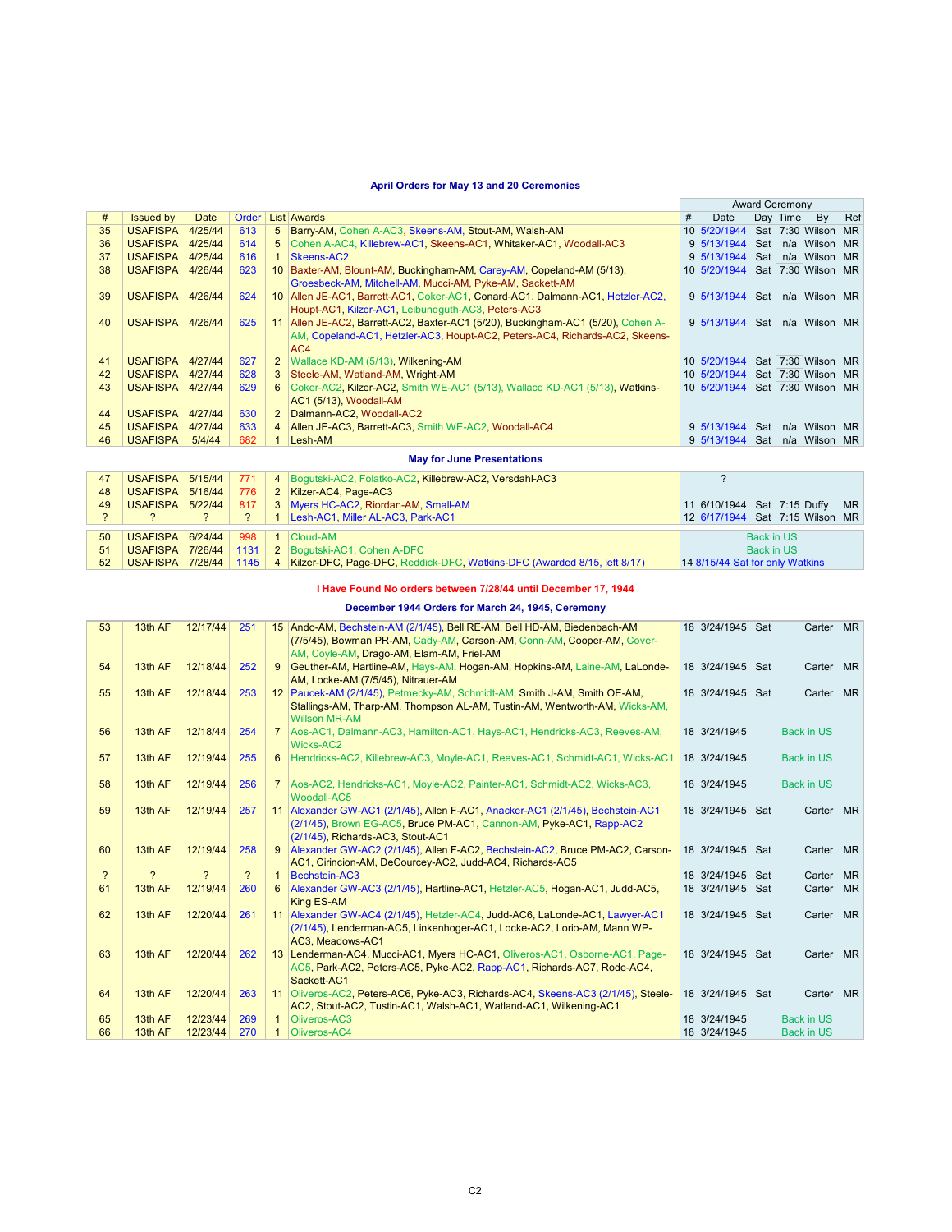### April Orders for May 13 and 20 Ceremonies

| # | Issued by | Date | Order | List | Awards | Award Ceremony # | Date | Day | Time | By | Ref |
|---|---|---|---|---|---|---|---|---|---|---|---|
| 35 | USAFISPA | 4/25/44 | 613 | 5 | Barry-AM, Cohen A-AC3, Skeens-AM, Stout-AM, Walsh-AM | 10 | 5/20/1944 | Sat | 7:30 | Wilson | MR |
| 36 | USAFISPA | 4/25/44 | 614 | 5 | Cohen A-AC4, Killebrew-AC1, Skeens-AC1, Whitaker-AC1, Woodall-AC3 | 9 | 5/13/1944 | Sat | n/a | Wilson | MR |
| 37 | USAFISPA | 4/25/44 | 616 | 1 | Skeens-AC2 | 9 | 5/13/1944 | Sat | n/a | Wilson | MR |
| 38 | USAFISPA | 4/26/44 | 623 | 10 | Baxter-AM, Blount-AM, Buckingham-AM, Carey-AM, Copeland-AM (5/13), Groesbeck-AM, Mitchell-AM, Mucci-AM, Pyke-AM, Sackett-AM | 10 | 5/20/1944 | Sat | 7:30 | Wilson | MR |
| 39 | USAFISPA | 4/26/44 | 624 | 10 | Allen JE-AC1, Barrett-AC1, Coker-AC1, Conard-AC1, Dalmann-AC1, Hetzler-AC2, Houpt-AC1, Kilzer-AC1, Leibundguth-AC3, Peters-AC3 | 9 | 5/13/1944 | Sat | n/a | Wilson | MR |
| 40 | USAFISPA | 4/26/44 | 625 | 11 | Allen JE-AC2, Barrett-AC2, Baxter-AC1 (5/20), Buckingham-AC1 (5/20), Cohen A-AM, Copeland-AC1, Hetzler-AC3, Houpt-AC2, Peters-AC4, Richards-AC2, Skeens-AC4 | 9 | 5/13/1944 | Sat | n/a | Wilson | MR |
| 41 | USAFISPA | 4/27/44 | 627 | 2 | Wallace KD-AM (5/13), Wilkening-AM | 10 | 5/20/1944 | Sat | 7:30 | Wilson | MR |
| 42 | USAFISPA | 4/27/44 | 628 | 3 | Steele-AM, Watland-AM, Wright-AM | 10 | 5/20/1944 | Sat | 7:30 | Wilson | MR |
| 43 | USAFISPA | 4/27/44 | 629 | 6 | Coker-AC2, Kilzer-AC2, Smith WE-AC1 (5/13), Wallace KD-AC1 (5/13), Watkins-AC1 (5/13), Woodall-AM | 10 | 5/20/1944 | Sat | 7:30 | Wilson | MR |
| 44 | USAFISPA | 4/27/44 | 630 | 2 | Dalmann-AC2, Woodall-AC2 | | | | | | |
| 45 | USAFISPA | 4/27/44 | 633 | 4 | Allen JE-AC3, Barrett-AC3, Smith WE-AC2, Woodall-AC4 | 9 | 5/13/1944 | Sat | n/a | Wilson | MR |
| 46 | USAFISPA | 5/4/44 | 682 | 1 | Lesh-AM | 9 | 5/13/1944 | Sat | n/a | Wilson | MR |

### May for June Presentations

| # | Issued by | Date | Order | List | Awards | Award Ceremony # | Date | Day | Time | By | Ref |
|---|---|---|---|---|---|---|---|---|---|---|---|
| 47 | USAFISPA | 5/15/44 | 771 | 4 | Bogutski-AC2, Folatko-AC2, Killebrew-AC2, Versdahl-AC3 | ? | | | | | |
| 48 | USAFISPA | 5/16/44 | 776 | 2 | Kilzer-AC4, Page-AC3 | | | | | | |
| 49 | USAFISPA | 5/22/44 | 817 | 3 | Myers HC-AC2, Riordan-AM, Small-AM | 11 | 6/10/1944 | Sat | 7:15 | Duffy | MR |
| ? | ? | ? | ? | 1 | Lesh-AC1, Miller AL-AC3, Park-AC1 | 12 | 6/17/1944 | Sat | 7:15 | Wilson | MR |
| 50 | USAFISPA | 6/24/44 | 998 | 1 | Cloud-AM | Back in US | | | | | |
| 51 | USAFISPA | 7/26/44 | 1131 | 2 | Bogutski-AC1, Cohen A-DFC | Back in US | | | | | |
| 52 | USAFISPA | 7/28/44 | 1145 | 4 | Kilzer-DFC, Page-DFC, Reddick-DFC, Watkins-DFC (Awarded 8/15, left 8/17) | 14 | 8/15/44 Sat for only Watkins | | | | |

**I Have Found No orders between 7/28/44 until December 17, 1944**

### December 1944 Orders for March 24, 1945, Ceremony

| # | Issued by | Date | Order | List | Awards | Award Ceremony # | Date | Day | Time | By | Ref |
|---|---|---|---|---|---|---|---|---|---|---|---|
| 53 | 13th AF | 12/17/44 | 251 | 15 | Ando-AM, Bechstein-AM (2/1/45), Bell RE-AM, Bell HD-AM, Biedenbach-AM (7/5/45), Bowman PR-AM, Cady-AM, Carson-AM, Conn-AM, Cooper-AM, Cover-AM, Coyle-AM, Drago-AM, Elam-AM, Friel-AM | 18 | 3/24/1945 | Sat | | Carter | MR |
| 54 | 13th AF | 12/18/44 | 252 | 9 | Geuther-AM, Hartline-AM, Hays-AM, Hogan-AM, Hopkins-AM, Laine-AM, LaLonde-AM, Locke-AM (7/5/45), Nitrauer-AM | 18 | 3/24/1945 | Sat | | Carter | MR |
| 55 | 13th AF | 12/18/44 | 253 | 12 | Paucek-AM (2/1/45), Petmecky-AM, Schmidt-AM, Smith J-AM, Smith OE-AM, Stallings-AM, Tharp-AM, Thompson AL-AM, Tustin-AM, Wentworth-AM, Wicks-AM, Willson MR-AM | 18 | 3/24/1945 | Sat | | Carter | MR |
| 56 | 13th AF | 12/18/44 | 254 | 7 | Aos-AC1, Dalmann-AC3, Hamilton-AC1, Hays-AC1, Hendricks-AC3, Reeves-AM, Wicks-AC2 | 18 | 3/24/1945 | | Back in US | | |
| 57 | 13th AF | 12/19/44 | 255 | 6 | Hendricks-AC2, Killebrew-AC3, Moyle-AC1, Reeves-AC1, Schmidt-AC1, Wicks-AC1 | 18 | 3/24/1945 | | Back in US | | |
| 58 | 13th AF | 12/19/44 | 256 | 7 | Aos-AC2, Hendricks-AC1, Moyle-AC2, Painter-AC1, Schmidt-AC2, Wicks-AC3, Woodall-AC5 | 18 | 3/24/1945 | | Back in US | | |
| 59 | 13th AF | 12/19/44 | 257 | 11 | Alexander GW-AC1 (2/1/45), Allen F-AC1, Anacker-AC1 (2/1/45), Bechstein-AC1 (2/1/45), Brown EG-AC5, Bruce PM-AC1, Cannon-AM, Pyke-AC1, Rapp-AC2 (2/1/45), Richards-AC3, Stout-AC1 | 18 | 3/24/1945 | Sat | | Carter | MR |
| 60 | 13th AF | 12/19/44 | 258 | 9 | Alexander GW-AC2 (2/1/45), Allen F-AC2, Bechstein-AC2, Bruce PM-AC2, Carson-AC1, Cirincion-AM, DeCourcey-AC2, Judd-AC4, Richards-AC5 | 18 | 3/24/1945 | Sat | | Carter | MR |
| ? | ? | ? | ? | 1 | Bechstein-AC3 | 18 | 3/24/1945 | Sat | | Carter | MR |
| 61 | 13th AF | 12/19/44 | 260 | 6 | Alexander GW-AC3 (2/1/45), Hartline-AC1, Hetzler-AC5, Hogan-AC1, Judd-AC5, King ES-AM | 18 | 3/24/1945 | Sat | | Carter | MR |
| 62 | 13th AF | 12/20/44 | 261 | 11 | Alexander GW-AC4 (2/1/45), Hetzler-AC4, Judd-AC6, LaLonde-AC1, Lawyer-AC1 (2/1/45), Lenderman-AC5, Linkenhoger-AC1, Locke-AC2, Lorio-AM, Mann WP-AC3, Meadows-AC1 | 18 | 3/24/1945 | Sat | | Carter | MR |
| 63 | 13th AF | 12/20/44 | 262 | 13 | Lenderman-AC4, Mucci-AC1, Myers HC-AC1, Oliveros-AC1, Osborne-AC1, Page-AC5, Park-AC2, Peters-AC5, Pyke-AC2, Rapp-AC1, Richards-AC7, Rode-AC4, Sackett-AC1 | 18 | 3/24/1945 | Sat | | Carter | MR |
| 64 | 13th AF | 12/20/44 | 263 | 11 | Oliveros-AC2, Peters-AC6, Pyke-AC3, Richards-AC4, Skeens-AC3 (2/1/45), Steele-AC2, Stout-AC2, Tustin-AC1, Walsh-AC1, Watland-AC1, Wilkening-AC1 | 18 | 3/24/1945 | Sat | | Carter | MR |
| 65 | 13th AF | 12/23/44 | 269 | 1 | Oliveros-AC3 | 18 | 3/24/1945 | | Back in US | | |
| 66 | 13th AF | 12/23/44 | 270 | 1 | Oliveros-AC4 | 18 | 3/24/1945 | | Back in US | | |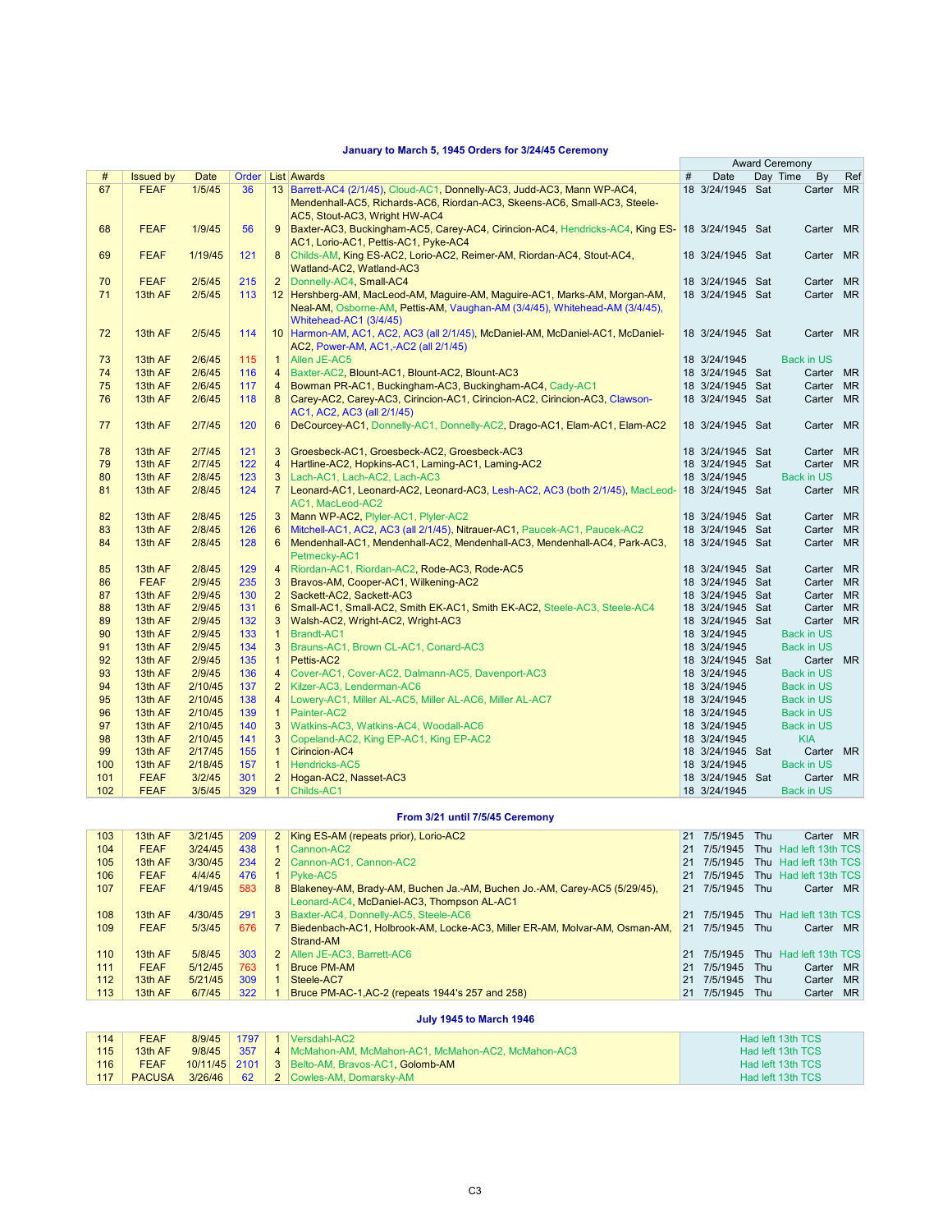## January to March 5, 1945 Orders for 3/24/45 Ceremony

| # | Issued by | Date | Order | List | Awards | Award Ceremony # | Date | Day | Time | By | Ref |
|---|---|---|---|---|---|---|---|---|---|---|---|
| 67 | FEAF | 1/5/45 | 36 | 13 | Barrett-AC4 (2/1/45), Cloud-AC1, Donnelly-AC3, Judd-AC3, Mann WP-AC4, Mendenhall-AC5, Richards-AC6, Riordan-AC3, Skeens-AC6, Small-AC3, Steele-AC5, Stout-AC3, Wright HW-AC4 | 18 | 3/24/1945 | Sat | | Carter | MR |
| 68 | FEAF | 1/9/45 | 56 | 9 | Baxter-AC3, Buckingham-AC5, Carey-AC4, Cirincion-AC4, Hendricks-AC4, King ES-AC1, Lorio-AC1, Pettis-AC1, Pyke-AC4 | 18 | 3/24/1945 | Sat | | Carter | MR |
| 69 | FEAF | 1/19/45 | 121 | 8 | Childs-AM, King ES-AC2, Lorio-AC2, Reimer-AM, Riordan-AC4, Stout-AC4, Watland-AC2, Watland-AC3 | 18 | 3/24/1945 | Sat | | Carter | MR |
| 70 | FEAF | 2/5/45 | 215 | 2 | Donnelly-AC4, Small-AC4 | 18 | 3/24/1945 | Sat | | Carter | MR |
| 71 | 13th AF | 2/5/45 | 113 | 12 | Hershberg-AM, MacLeod-AM, Maguire-AM, Maguire-AC1, Marks-AM, Morgan-AM, Neal-AM, Osborne-AM, Pettis-AM, Vaughan-AM (3/4/45), Whitehead-AM (3/4/45), Whitehead-AC1 (3/4/45) | 18 | 3/24/1945 | Sat | | Carter | MR |
| 72 | 13th AF | 2/5/45 | 114 | 10 | Harmon-AM, AC1, AC2, AC3 (all 2/1/45), McDaniel-AM, McDaniel-AC1, McDaniel-AC2, Power-AM, AC1,-AC2 (all 2/1/45) | 18 | 3/24/1945 | Sat | | Carter | MR |
| 73 | 13th AF | 2/6/45 | 115 | 1 | Allen JE-AC5 | 18 | 3/24/1945 | | | Back in US | |
| 74 | 13th AF | 2/6/45 | 116 | 4 | Baxter-AC2, Blount-AC1, Blount-AC2, Blount-AC3 | 18 | 3/24/1945 | Sat | | Carter | MR |
| 75 | 13th AF | 2/6/45 | 117 | 4 | Bowman PR-AC1, Buckingham-AC3, Buckingham-AC4, Cady-AC1 | 18 | 3/24/1945 | Sat | | Carter | MR |
| 76 | 13th AF | 2/6/45 | 118 | 8 | Carey-AC2, Carey-AC3, Cirincion-AC1, Cirincion-AC2, Cirincion-AC3, Clawson-AC1, AC2, AC3 (all 2/1/45) | 18 | 3/24/1945 | Sat | | Carter | MR |
| 77 | 13th AF | 2/7/45 | 120 | 6 | DeCourcey-AC1, Donnelly-AC1, Donnelly-AC2, Drago-AC1, Elam-AC1, Elam-AC2 | 18 | 3/24/1945 | Sat | | Carter | MR |
| 78 | 13th AF | 2/7/45 | 121 | 3 | Groesbeck-AC1, Groesbeck-AC2, Groesbeck-AC3 | 18 | 3/24/1945 | Sat | | Carter | MR |
| 79 | 13th AF | 2/7/45 | 122 | 4 | Hartline-AC2, Hopkins-AC1, Laming-AC1, Laming-AC2 | 18 | 3/24/1945 | Sat | | Carter | MR |
| 80 | 13th AF | 2/8/45 | 123 | 3 | Lach-AC1, Lach-AC2, Lach-AC3 | 18 | 3/24/1945 | | | Back in US | |
| 81 | 13th AF | 2/8/45 | 124 | 7 | Leonard-AC1, Leonard-AC2, Leonard-AC3, Lesh-AC2, AC3 (both 2/1/45), MacLeod-AC1, MacLeod-AC2 | 18 | 3/24/1945 | Sat | | Carter | MR |
| 82 | 13th AF | 2/8/45 | 125 | 3 | Mann WP-AC2, Plyler-AC1, Plyler-AC2 | 18 | 3/24/1945 | Sat | | Carter | MR |
| 83 | 13th AF | 2/8/45 | 126 | 6 | Mitchell-AC1, AC2, AC3 (all 2/1/45), Nitrauer-AC1, Paucek-AC1, Paucek-AC2 | 18 | 3/24/1945 | Sat | | Carter | MR |
| 84 | 13th AF | 2/8/45 | 128 | 6 | Mendenhall-AC1, Mendenhall-AC2, Mendenhall-AC3, Mendenhall-AC4, Park-AC3, Petmecky-AC1 | 18 | 3/24/1945 | Sat | | Carter | MR |
| 85 | 13th AF | 2/8/45 | 129 | 4 | Riordan-AC1, Riordan-AC2, Rode-AC3, Rode-AC5 | 18 | 3/24/1945 | Sat | | Carter | MR |
| 86 | FEAF | 2/9/45 | 235 | 3 | Bravos-AM, Cooper-AC1, Wilkening-AC2 | 18 | 3/24/1945 | Sat | | Carter | MR |
| 87 | 13th AF | 2/9/45 | 130 | 2 | Sackett-AC2, Sackett-AC3 | 18 | 3/24/1945 | Sat | | Carter | MR |
| 88 | 13th AF | 2/9/45 | 131 | 6 | Small-AC1, Small-AC2, Smith EK-AC1, Smith EK-AC2, Steele-AC3, Steele-AC4 | 18 | 3/24/1945 | Sat | | Carter | MR |
| 89 | 13th AF | 2/9/45 | 132 | 3 | Walsh-AC2, Wright-AC2, Wright-AC3 | 18 | 3/24/1945 | Sat | | Carter | MR |
| 90 | 13th AF | 2/9/45 | 133 | 1 | Brandt-AC1 | 18 | 3/24/1945 | | | Back in US | |
| 91 | 13th AF | 2/9/45 | 134 | 3 | Brauns-AC1, Brown CL-AC1, Conard-AC3 | 18 | 3/24/1945 | | | Back in US | |
| 92 | 13th AF | 2/9/45 | 135 | 1 | Pettis-AC2 | 18 | 3/24/1945 | Sat | | Carter | MR |
| 93 | 13th AF | 2/9/45 | 136 | 4 | Cover-AC1, Cover-AC2, Dalmann-AC5, Davenport-AC3 | 18 | 3/24/1945 | | | Back in US | |
| 94 | 13th AF | 2/10/45 | 137 | 2 | Kilzer-AC3, Lenderman-AC6 | 18 | 3/24/1945 | | | Back in US | |
| 95 | 13th AF | 2/10/45 | 138 | 4 | Lowery-AC1, Miller AL-AC5, Miller AL-AC6, Miller AL-AC7 | 18 | 3/24/1945 | | | Back in US | |
| 96 | 13th AF | 2/10/45 | 139 | 1 | Painter-AC2 | 18 | 3/24/1945 | | | Back in US | |
| 97 | 13th AF | 2/10/45 | 140 | 3 | Watkins-AC3, Watkins-AC4, Woodall-AC6 | 18 | 3/24/1945 | | | Back in US | |
| 98 | 13th AF | 2/10/45 | 141 | 3 | Copeland-AC2, King EP-AC1, King EP-AC2 | 18 | 3/24/1945 | | | KIA | |
| 99 | 13th AF | 2/17/45 | 155 | 1 | Cirincion-AC4 | 18 | 3/24/1945 | Sat | | Carter | MR |
| 100 | 13th AF | 2/18/45 | 157 | 1 | Hendricks-AC5 | 18 | 3/24/1945 | | | Back in US | |
| 101 | FEAF | 3/2/45 | 301 | 2 | Hogan-AC2, Nasset-AC3 | 18 | 3/24/1945 | Sat | | Carter | MR |
| 102 | FEAF | 3/5/45 | 329 | 1 | Childs-AC1 | 18 | 3/24/1945 | | | Back in US | |

## From 3/21 until 7/5/45 Ceremony

| # | Issued by | Date | Order | List | Awards | # | Date | Day | Time | By | Ref |
|---|---|---|---|---|---|---|---|---|---|---|---|
| 103 | 13th AF | 3/21/45 | 209 | 2 | King ES-AM (repeats prior), Lorio-AC2 | 21 | 7/5/1945 | Thu | | Carter | MR |
| 104 | FEAF | 3/24/45 | 438 | 1 | Cannon-AC2 | 21 | 7/5/1945 | Thu | | Had left 13th TCS | |
| 105 | 13th AF | 3/30/45 | 234 | 2 | Cannon-AC1, Cannon-AC2 | 21 | 7/5/1945 | Thu | | Had left 13th TCS | |
| 106 | FEAF | 4/4/45 | 476 | 1 | Pyke-AC5 | 21 | 7/5/1945 | Thu | | Had left 13th TCS | |
| 107 | FEAF | 4/19/45 | 583 | 8 | Blakeney-AM, Brady-AM, Buchen Ja.-AM, Buchen Jo.-AM, Carey-AC5 (5/29/45), Leonard-AC4, McDaniel-AC3, Thompson AL-AC1 | 21 | 7/5/1945 | Thu | | Carter | MR |
| 108 | 13th AF | 4/30/45 | 291 | 3 | Baxter-AC4, Donnelly-AC5, Steele-AC6 | 21 | 7/5/1945 | Thu | | Had left 13th TCS | |
| 109 | FEAF | 5/3/45 | 676 | 7 | Biedenbach-AC1, Holbrook-AM, Locke-AC3, Miller ER-AM, Molvar-AM, Osman-AM, Strand-AM | 21 | 7/5/1945 | Thu | | Carter | MR |
| 110 | 13th AF | 5/8/45 | 303 | 2 | Allen JE-AC3, Barrett-AC6 | 21 | 7/5/1945 | Thu | | Had left 13th TCS | |
| 111 | FEAF | 5/12/45 | 763 | 1 | Bruce PM-AM | 21 | 7/5/1945 | Thu | | Carter | MR |
| 112 | 13th AF | 5/21/45 | 309 | 1 | Steele-AC7 | 21 | 7/5/1945 | Thu | | Carter | MR |
| 113 | 13th AF | 6/7/45 | 322 | 1 | Bruce PM-AC-1,AC-2 (repeats 1944's 257 and 258) | 21 | 7/5/1945 | Thu | | Carter | MR |

## July 1945 to March 1946

| # | Issued by | Date | Order | List | Awards | # | Date | Day | Time | By | Ref |
|---|---|---|---|---|---|---|---|---|---|---|---|
| 114 | FEAF | 8/9/45 | 1797 | 1 | Versdahl-AC2 | | | | | Had left 13th TCS | |
| 115 | 13th AF | 9/8/45 | 357 | 4 | McMahon-AM, McMahon-AC1, McMahon-AC2, McMahon-AC3 | | | | | Had left 13th TCS | |
| 116 | FEAF | 10/11/45 | 2101 | 3 | Belto-AM, Bravos-AC1, Golomb-AM | | | | | Had left 13th TCS | |
| 117 | PACUSA | 3/26/46 | 62 | 2 | Cowles-AM, Domarsky-AM | | | | | Had left 13th TCS | |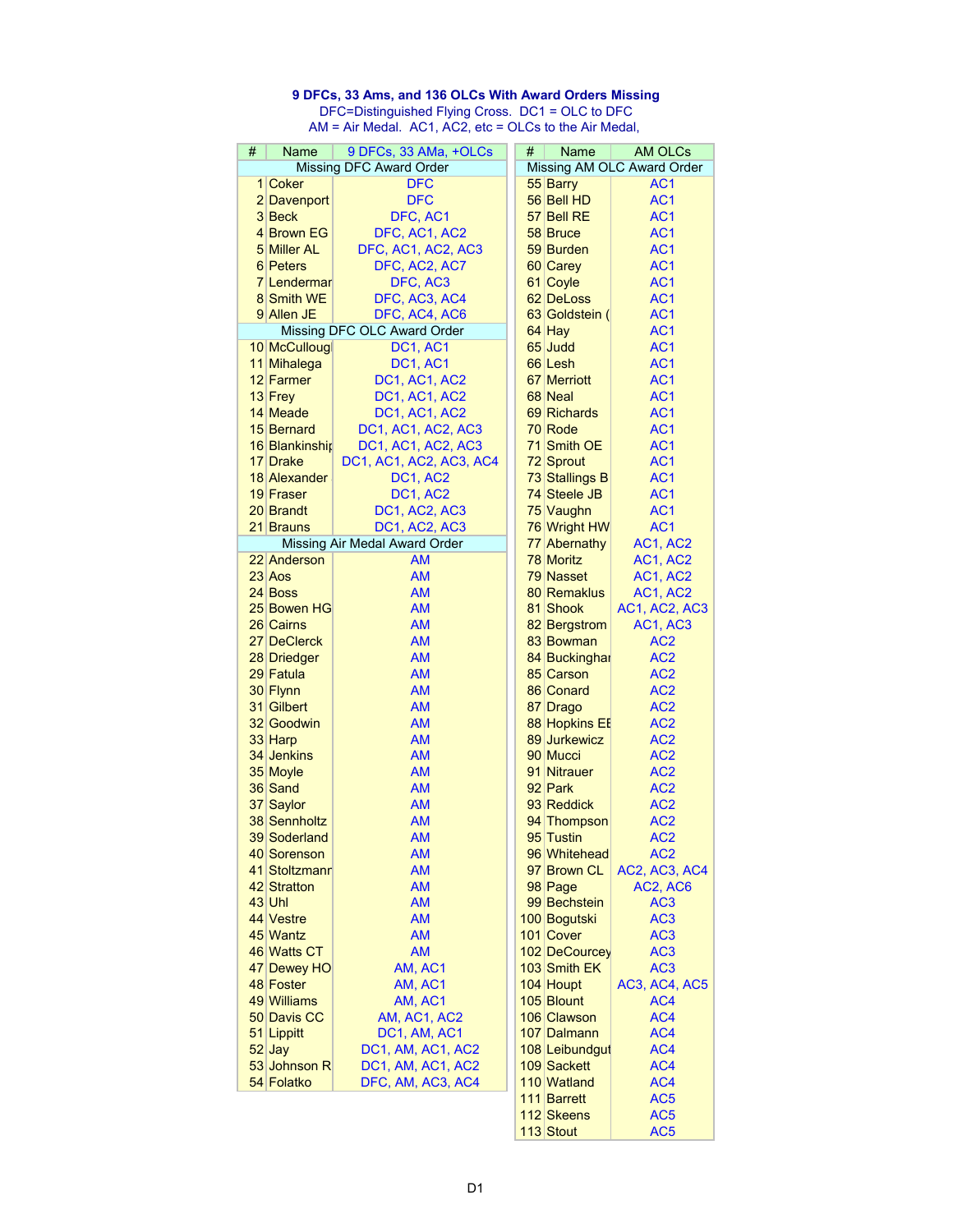**9 DFCs, 33 Ams, and 136 OLCs With Award Orders Missing**

DFC=Distinguished Flying Cross. DC1 = OLC to DFC

AM = Air Medal. AC1, AC2, etc = OLCs to the Air Medal,

| # | Name | 9 DFCs, 33 AMa, +OLCs |
|---|---|---|
| Missing DFC Award Order | | |
| 1 | Coker | DFC |
| 2 | Davenport | DFC |
| 3 | Beck | DFC, AC1 |
| 4 | Brown EG | DFC, AC1, AC2 |
| 5 | Miller AL | DFC, AC1, AC2, AC3 |
| 6 | Peters | DFC, AC2, AC7 |
| 7 | Lendermar | DFC, AC3 |
| 8 | Smith WE | DFC, AC3, AC4 |
| 9 | Allen JE | DFC, AC4, AC6 |
| Missing DFC OLC Award Order | | |
| 10 | McCullougl | DC1, AC1 |
| 11 | Mihalega | DC1, AC1 |
| 12 | Farmer | DC1, AC1, AC2 |
| 13 | Frey | DC1, AC1, AC2 |
| 14 | Meade | DC1, AC1, AC2 |
| 15 | Bernard | DC1, AC1, AC2, AC3 |
| 16 | Blankinshi | DC1, AC1, AC2, AC3 |
| 17 | Drake | DC1, AC1, AC2, AC3, AC4 |
| 18 | Alexander | DC1, AC2 |
| 19 | Fraser | DC1, AC2 |
| 20 | Brandt | DC1, AC2, AC3 |
| 21 | Brauns | DC1, AC2, AC3 |
| Missing Air Medal Award Order | | |
| 22 | Anderson | AM |
| 23 | Aos | AM |
| 24 | Boss | AM |
| 25 | Bowen HG | AM |
| 26 | Cairns | AM |
| 27 | DeClerck | AM |
| 28 | Driedger | AM |
| 29 | Fatula | AM |
| 30 | Flynn | AM |
| 31 | Gilbert | AM |
| 32 | Goodwin | AM |
| 33 | Harp | AM |
| 34 | Jenkins | AM |
| 35 | Moyle | AM |
| 36 | Sand | AM |
| 37 | Saylor | AM |
| 38 | Sennholtz | AM |
| 39 | Soderland | AM |
| 40 | Sorenson | AM |
| 41 | Stoltzmanr | AM |
| 42 | Stratton | AM |
| 43 | Uhl | AM |
| 44 | Vestre | AM |
| 45 | Wantz | AM |
| 46 | Watts CT | AM |
| 47 | Dewey HO | AM, AC1 |
| 48 | Foster | AM, AC1 |
| 49 | Williams | AM, AC1 |
| 50 | Davis CC | AM, AC1, AC2 |
| 51 | Lippitt | DC1, AM, AC1 |
| 52 | Jay | DC1, AM, AC1, AC2 |
| 53 | Johnson R | DC1, AM, AC1, AC2 |
| 54 | Folatko | DFC, AM, AC3, AC4 |

| # | Name | AM OLCs |
|---|---|---|
| Missing AM OLC Award Order | | |
| 55 | Barry | AC1 |
| 56 | Bell HD | AC1 |
| 57 | Bell RE | AC1 |
| 58 | Bruce | AC1 |
| 59 | Burden | AC1 |
| 60 | Carey | AC1 |
| 61 | Coyle | AC1 |
| 62 | DeLoss | AC1 |
| 63 | Goldstein ( | AC1 |
| 64 | Hay | AC1 |
| 65 | Judd | AC1 |
| 66 | Lesh | AC1 |
| 67 | Merriott | AC1 |
| 68 | Neal | AC1 |
| 69 | Richards | AC1 |
| 70 | Rode | AC1 |
| 71 | Smith OE | AC1 |
| 72 | Sprout | AC1 |
| 73 | Stallings B | AC1 |
| 74 | Steele JB | AC1 |
| 75 | Vaughn | AC1 |
| 76 | Wright HW | AC1 |
| 77 | Abernathy | AC1, AC2 |
| 78 | Moritz | AC1, AC2 |
| 79 | Nasset | AC1, AC2 |
| 80 | Remaklus | AC1, AC2 |
| 81 | Shook | AC1, AC2, AC3 |
| 82 | Bergstrom | AC1, AC3 |
| 83 | Bowman | AC2 |
| 84 | Buckinghai | AC2 |
| 85 | Carson | AC2 |
| 86 | Conard | AC2 |
| 87 | Drago | AC2 |
| 88 | Hopkins EE | AC2 |
| 89 | Jurkewicz | AC2 |
| 90 | Mucci | AC2 |
| 91 | Nitrauer | AC2 |
| 92 | Park | AC2 |
| 93 | Reddick | AC2 |
| 94 | Thompson | AC2 |
| 95 | Tustin | AC2 |
| 96 | Whitehead | AC2 |
| 97 | Brown CL | AC2, AC3, AC4 |
| 98 | Page | AC2, AC6 |
| 99 | Bechstein | AC3 |
| 100 | Bogutski | AC3 |
| 101 | Cover | AC3 |
| 102 | DeCourcey | AC3 |
| 103 | Smith EK | AC3 |
| 104 | Houpt | AC3, AC4, AC5 |
| 105 | Blount | AC4 |
| 106 | Clawson | AC4 |
| 107 | Dalmann | AC4 |
| 108 | Leibundgut | AC4 |
| 109 | Sackett | AC4 |
| 110 | Watland | AC4 |
| 111 | Barrett | AC5 |
| 112 | Skeens | AC5 |
| 113 | Stout | AC5 |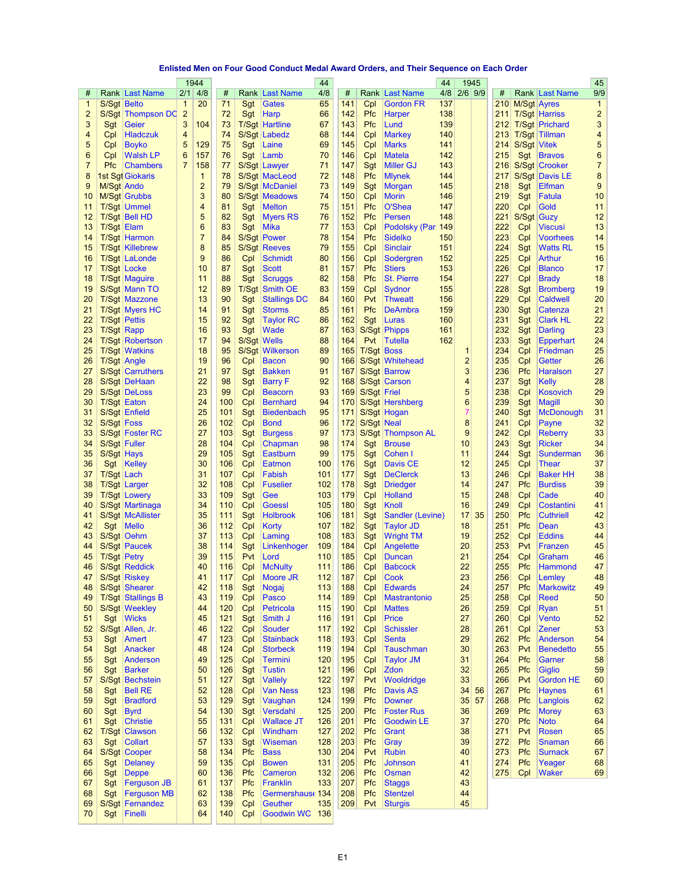**Enlisted Men on Four Good Conduct Medal Award Orders, and Their Sequence on Each Order**

| # | Rank | Last Name | 1944 2/1 | 1944 4/8 |
|---|---|---|---|---|
| 1 | S/Sgt | Belto | 1 | 20 |
| 2 | S/Sgt | Thompson DC | 2 | |
| 3 | Sgt | Geier | 3 | 104 |
| 4 | Cpl | Hladczuk | 4 | |
| 5 | Cpl | Boyko | 5 | 129 |
| 6 | Cpl | Walsh LP | 6 | 157 |
| 7 | Pfc | Chambers | 7 | 158 |
| 8 | 1st Sgt | Giokaris | | 1 |
| 9 | M/Sgt | Ando | | 2 |
| 10 | M/Sgt | Grubbs | | 3 |
| 11 | T/Sgt | Ummel | | 4 |
| 12 | T/Sgt | Bell HD | | 5 |
| 13 | T/Sgt | Elam | | 6 |
| 14 | T/Sgt | Harmon | | 7 |
| 15 | T/Sgt | Killebrew | | 8 |
| 16 | T/Sgt | LaLonde | | 9 |
| 17 | T/Sgt | Locke | | 10 |
| 18 | T/Sgt | Maguire | | 11 |
| 19 | S/Sgt | Mann TO | | 12 |
| 20 | T/Sgt | Mazzone | | 13 |
| 21 | T/Sgt | Myers HC | | 14 |
| 22 | T/Sgt | Pettis | | 15 |
| 23 | T/Sgt | Rapp | | 16 |
| 24 | T/Sgt | Robertson | | 17 |
| 25 | T/Sgt | Watkins | | 18 |
| 26 | T/Sgt | Angle | | 19 |
| 27 | S/Sgt | Carruthers | | 21 |
| 28 | S/Sgt | DeHaan | | 22 |
| 29 | S/Sgt | DeLoss | | 23 |
| 30 | T/Sgt | Eaton | | 24 |
| 31 | S/Sgt | Enfield | | 25 |
| 32 | S/Sgt | Foss | | 26 |
| 33 | S/Sgt | Foster RC | | 27 |
| 34 | S/Sgt | Fuller | | 28 |
| 35 | S/Sgt | Hays | | 29 |
| 36 | Sgt | Kelley | | 30 |
| 37 | T/Sgt | Lach | | 31 |
| 38 | T/Sgt | Larger | | 32 |
| 39 | T/Sgt | Lowery | | 33 |
| 40 | S/Sgt | Martinaga | | 34 |
| 41 | S/Sgt | McAllister | | 35 |
| 42 | Sgt | Mello | | 36 |
| 43 | S/Sgt | Oehm | | 37 |
| 44 | S/Sgt | Paucek | | 38 |
| 45 | T/Sgt | Petry | | 39 |
| 46 | S/Sgt | Reddick | | 40 |
| 47 | S/Sgt | Riskey | | 41 |
| 48 | S/Sgt | Shearer | | 42 |
| 49 | T/Sgt | Stallings B | | 43 |
| 50 | S/Sgt | Weekley | | 44 |
| 51 | Sgt | Wicks | | 45 |
| 52 | S/Sgt | Allen, Jr. | | 46 |
| 53 | Sgt | Amert | | 47 |
| 54 | Sgt | Anacker | | 48 |
| 55 | Sgt | Anderson | | 49 |
| 56 | Sgt | Barker | | 50 |
| 57 | S/Sgt | Bechstein | | 51 |
| 58 | Sgt | Bell RE | | 52 |
| 59 | Sgt | Bradford | | 53 |
| 60 | Sgt | Byrd | | 54 |
| 61 | Sgt | Christie | | 55 |
| 62 | T/Sgt | Clawson | | 56 |
| 63 | Sgt | Collart | | 57 |
| 64 | S/Sgt | Cooper | | 58 |
| 65 | Sgt | Delaney | | 59 |
| 66 | Sgt | Deppe | | 60 |
| 67 | Sgt | Ferguson JB | | 61 |
| 68 | Sgt | Ferguson MB | | 62 |
| 69 | S/Sgt | Fernandez | | 63 |
| 70 | Sgt | Finelli | | 64 |

| # | Rank | Last Name | 44 4/8 |
|---|---|---|---|
| 71 | Sgt | Gates | 65 |
| 72 | Sgt | Harp | 66 |
| 73 | T/Sgt | Hartline | 67 |
| 74 | S/Sgt | Labedz | 68 |
| 75 | Sgt | Laine | 69 |
| 76 | Sgt | Lamb | 70 |
| 77 | S/Sgt | Lawyer | 71 |
| 78 | S/Sgt | MacLeod | 72 |
| 79 | S/Sgt | McDaniel | 73 |
| 80 | S/Sgt | Meadows | 74 |
| 81 | Sgt | Melton | 75 |
| 82 | Sgt | Myers RS | 76 |
| 83 | Sgt | Mika | 77 |
| 84 | S/Sgt | Power | 78 |
| 85 | S/Sgt | Reeves | 79 |
| 86 | Cpl | Schmidt | 80 |
| 87 | Sgt | Scott | 81 |
| 88 | Sgt | Scruggs | 82 |
| 89 | T/Sgt | Smith OE | 83 |
| 90 | Sgt | Stallings DC | 84 |
| 91 | Sgt | Storms | 85 |
| 92 | Sgt | Taylor RC | 86 |
| 93 | Sgt | Wade | 87 |
| 94 | S/Sgt | Wells | 88 |
| 95 | S/Sgt | Wilkerson | 89 |
| 96 | Cpl | Bacon | 90 |
| 97 | Sgt | Bakken | 91 |
| 98 | Sgt | Barry F | 92 |
| 99 | Cpl | Beacorn | 93 |
| 100 | Cpl | Bernhard | 94 |
| 101 | Sgt | Biedenbach | 95 |
| 102 | Cpl | Bond | 96 |
| 103 | Sgt | Burgess | 97 |
| 104 | Cpl | Chapman | 98 |
| 105 | Sgt | Eastburn | 99 |
| 106 | Cpl | Eatmon | 100 |
| 107 | Cpl | Fabish | 101 |
| 108 | Cpl | Fuselier | 102 |
| 109 | Sgt | Gee | 103 |
| 110 | Cpl | Goessl | 105 |
| 111 | Sgt | Holbrook | 106 |
| 112 | Cpl | Korty | 107 |
| 113 | Cpl | Laming | 108 |
| 114 | Sgt | Linkenhoger | 109 |
| 115 | Pvt | Lord | 110 |
| 116 | Cpl | McNulty | 111 |
| 117 | Cpl | Moore JR | 112 |
| 118 | Sgt | Nogaj | 113 |
| 119 | Cpl | Pasco | 114 |
| 120 | Cpl | Petricola | 115 |
| 121 | Sgt | Smith J | 116 |
| 122 | Cpl | Souder | 117 |
| 123 | Cpl | Stainback | 118 |
| 124 | Cpl | Storbeck | 119 |
| 125 | Cpl | Termini | 120 |
| 126 | Sgt | Tustin | 121 |
| 127 | Sgt | Vallely | 122 |
| 128 | Cpl | Van Ness | 123 |
| 129 | Sgt | Vaughan | 124 |
| 130 | Sgt | Versdahl | 125 |
| 131 | Cpl | Wallace JT | 126 |
| 132 | Cpl | Windham | 127 |
| 133 | Sgt | Wiseman | 128 |
| 134 | Pfc | Bass | 130 |
| 135 | Cpl | Bowen | 131 |
| 136 | Pfc | Cameron | 132 |
| 137 | Pfc | Franklin | 133 |
| 138 | Pfc | Germershause | 134 |
| 139 | Cpl | Geuther | 135 |
| 140 | Cpl | Goodwin WC | 136 |

| # | Rank | Last Name | 44 4/8 | 1945 2/6 | 1945 9/9 |
|---|---|---|---|---|---|
| 141 | Cpl | Gordon FR | 137 | | |
| 142 | Pfc | Harper | 138 | | |
| 143 | Pfc | Lund | 139 | | |
| 144 | Cpl | Markey | 140 | | |
| 145 | Cpl | Marks | 141 | | |
| 146 | Cpl | Matela | 142 | | |
| 147 | Sgt | Miller GJ | 143 | | |
| 148 | Pfc | Mlynek | 144 | | |
| 149 | Sgt | Morgan | 145 | | |
| 150 | Cpl | Morin | 146 | | |
| 151 | Pfc | O'Shea | 147 | | |
| 152 | Pfc | Persen | 148 | | |
| 153 | Cpl | Podolsky (Par | 149 | | |
| 154 | Pfc | Sidelko | 150 | | |
| 155 | Cpl | Sinclair | 151 | | |
| 156 | Cpl | Sodergren | 152 | | |
| 157 | Pfc | Stiers | 153 | | |
| 158 | Pfc | St. Pierre | 154 | | |
| 159 | Cpl | Sydnor | 155 | | |
| 160 | Pvt | Thweatt | 156 | | |
| 161 | Pfc | DeAmbra | 159 | | |
| 162 | Sgt | Luras | 160 | | |
| 163 | S/Sgt | Phipps | 161 | | |
| 164 | Pvt | Tutella | 162 | | |
| 165 | T/Sgt | Boss | | 1 | |
| 166 | S/Sgt | Whitehead | | 2 | |
| 167 | S/Sgt | Barrow | | 3 | |
| 168 | S/Sgt | Carson | | 4 | |
| 169 | S/Sgt | Friel | | 5 | |
| 170 | S/Sgt | Hershberg | | 6 | |
| 171 | S/Sgt | Hogan | | 7 | |
| 172 | S/Sgt | Neal | | 8 | |
| 173 | S/Sgt | Thompson AL | | 9 | |
| 174 | Sgt | Brouse | | 10 | |
| 175 | Sgt | Cohen I | | 11 | |
| 176 | Sgt | Davis CE | | 12 | |
| 177 | Sgt | DeClerck | | 13 | |
| 178 | Sgt | Driedger | | 14 | |
| 179 | Cpl | Holland | | 15 | |
| 180 | Sgt | Knoll | | 16 | |
| 181 | Sgt | Sandler (Levine) | | 17 | 35 |
| 182 | Sgt | Taylor JD | | 18 | |
| 183 | Sgt | Wright TM | | 19 | |
| 184 | Cpl | Angelette | | 20 | |
| 185 | Cpl | Duncan | | 21 | |
| 186 | Cpl | Babcock | | 22 | |
| 187 | Cpl | Cook | | 23 | |
| 188 | Cpl | Edwards | | 24 | |
| 189 | Cpl | Mastrantonio | | 25 | |
| 190 | Cpl | Mattes | | 26 | |
| 191 | Cpl | Price | | 27 | |
| 192 | Cpl | Schissler | | 28 | |
| 193 | Cpl | Senta | | 29 | |
| 194 | Cpl | Tauschman | | 30 | |
| 195 | Cpl | Taylor JM | | 31 | |
| 196 | Cpl | Zdon | | 32 | |
| 197 | Pvt | Wooldridge | | 33 | |
| 198 | Pfc | Davis AS | | 34 | 56 |
| 199 | Pfc | Downer | | 35 | 57 |
| 200 | Pfc | Foster Rus | | 36 | |
| 201 | Pfc | Goodwin LE | | 37 | |
| 202 | Pfc | Grant | | 38 | |
| 203 | Pfc | Gray | | 39 | |
| 204 | Pvt | Rubin | | 40 | |
| 205 | Pfc | Johnson | | 41 | |
| 206 | Pfc | Osman | | 42 | |
| 207 | Pfc | Staggs | | 43 | |
| 208 | Pfc | Stentzel | | 44 | |
| 209 | Pvt | Sturgis | | 45 | |

| # | Rank | Last Name | 45 9/9 |
|---|---|---|---|
| 210 | M/Sgt | Ayres | 1 |
| 211 | T/Sgt | Harriss | 2 |
| 212 | T/Sgt | Prichard | 3 |
| 213 | T/Sgt | Tillman | 4 |
| 214 | S/Sgt | Vitek | 5 |
| 215 | Sgt | Bravos | 6 |
| 216 | S/Sgt | Crooker | 7 |
| 217 | S/Sgt | Davis LE | 8 |
| 218 | Sgt | Elfman | 9 |
| 219 | Sgt | Fatula | 10 |
| 220 | Cpl | Gold | 11 |
| 221 | S/Sgt | Guzy | 12 |
| 222 | Cpl | Viscusi | 13 |
| 223 | Cpl | Voorhees | 14 |
| 224 | Sgt | Watts RL | 15 |
| 225 | Cpl | Arthur | 16 |
| 226 | Cpl | Blanco | 17 |
| 227 | Cpl | Brady | 18 |
| 228 | Sgt | Bromberg | 19 |
| 229 | Cpl | Caldwell | 20 |
| 230 | Sgt | Catenza | 21 |
| 231 | Sgt | Clark HL | 22 |
| 232 | Sgt | Darling | 23 |
| 233 | Sgt | Epperhart | 24 |
| 234 | Cpl | Friedman | 25 |
| 235 | Cpl | Getter | 26 |
| 236 | Pfc | Haralson | 27 |
| 237 | Sgt | Kelly | 28 |
| 238 | Cpl | Kosovich | 29 |
| 239 | Sgt | Magill | 30 |
| 240 | Sgt | McDonough | 31 |
| 241 | Cpl | Payne | 32 |
| 242 | Cpl | Reberry | 33 |
| 243 | Sgt | Ricker | 34 |
| 244 | Sgt | Sunderman | 36 |
| 245 | Cpl | Thear | 37 |
| 246 | Cpl | Baker HH | 38 |
| 247 | Pfc | Burdiss | 39 |
| 248 | Cpl | Cade | 40 |
| 249 | Cpl | Costantini | 41 |
| 250 | Pfc | Cuthriell | 42 |
| 251 | Pfc | Dean | 43 |
| 252 | Cpl | Eddins | 44 |
| 253 | Pvt | Franzen | 45 |
| 254 | Cpl | Graham | 46 |
| 255 | Pfc | Hammond | 47 |
| 256 | Cpl | Lemley | 48 |
| 257 | Pfc | Markowitz | 49 |
| 258 | Cpl | Reed | 50 |
| 259 | Cpl | Ryan | 51 |
| 260 | Cpl | Vento | 52 |
| 261 | Cpl | Zener | 53 |
| 262 | Pfc | Anderson | 54 |
| 263 | Pvt | Benedetto | 55 |
| 264 | Pfc | Garner | 58 |
| 265 | Pfc | Giglio | 59 |
| 266 | Pvt | Gordon HE | 60 |
| 267 | Pfc | Haynes | 61 |
| 268 | Pfc | Langlois | 62 |
| 269 | Pfc | Morey | 63 |
| 270 | Pfc | Noto | 64 |
| 271 | Pvt | Rosen | 65 |
| 272 | Pfc | Snaman | 66 |
| 273 | Pfc | Surnack | 67 |
| 274 | Pfc | Yeager | 68 |
| 275 | Cpl | Waker | 69 |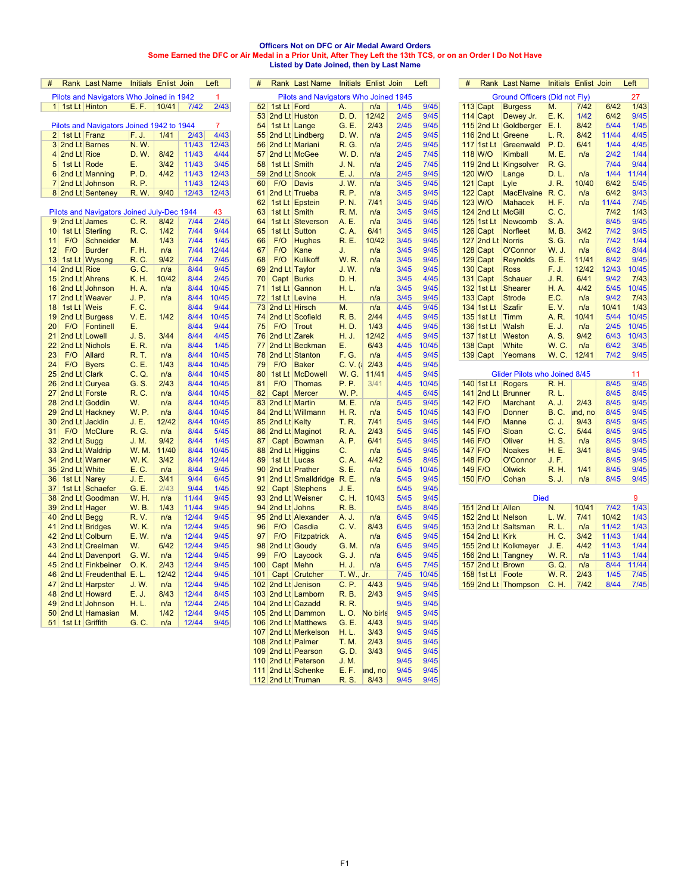# Officers Not on DFC or Air Medal Award Orders

**Some Earned the DFC or Air Medal in a Prior Unit, After They Left the 13th TCS, or on an Order I Do Not Have**

**Listed by Date Joined, then by Last Name**

| # | Rank | Last Name | Initials | Enlist | Join | Left |
|---|---|---|---|---|---|---|
| Pilots and Navigators Who Joined in 1942 | | | | | | 1 |
| 1 | 1st Lt | Hinton | E. F. | 10/41 | 7/42 | 2/43 |
| Pilots and Navigators Joined 1942 to 1944 | | | | | | 7 |
| 2 | 1st Lt | Franz | F. J. | 1/41 | 2/43 | 4/43 |
| 3 | 2nd Lt | Barnes | N. W. | | 11/43 | 12/43 |
| 4 | 2nd Lt | Rice | D. W. | 8/42 | 11/43 | 4/44 |
| 5 | 1st Lt | Rode | E. | 3/42 | 11/43 | 3/45 |
| 6 | 2nd Lt | Manning | P. D. | 4/42 | 11/43 | 12/43 |
| 7 | 2nd Lt | Johnson | R. P. | | 11/43 | 12/43 |
| 8 | 2nd Lt | Senteney | R. W. | 9/40 | 12/43 | 12/43 |
| Pilots and Navigators Joined July-Dec 1944 | | | | | | 43 |
| 9 | 2nd Lt | James | C. R. | 8/42 | 7/44 | 2/45 |
| 10 | 1st Lt | Sterling | R. C. | 1/42 | 7/44 | 9/44 |
| 11 | F/O | Schneider | M. | 1/43 | 7/44 | 1/45 |
| 12 | F/O | Burder | F. H. | n/a | 7/44 | 12/44 |
| 13 | 1st Lt | Wysong | R. C. | 9/42 | 7/44 | 7/45 |
| 14 | 2nd Lt | Rice | G. C. | n/a | 8/44 | 9/45 |
| 15 | 2nd Lt | Ahrens | K. H. | 10/42 | 8/44 | 2/45 |
| 16 | 2nd Lt | Johnson | H. A. | n/a | 8/44 | 10/45 |
| 17 | 2nd Lt | Weaver | J. P. | n/a | 8/44 | 10/45 |
| 18 | 1st Lt | Weis | F. C. | | 8/44 | 9/44 |
| 19 | 2nd Lt | Burgess | V. E. | 1/42 | 8/44 | 10/45 |
| 20 | F/O | Fontinell | E. | | 8/44 | 9/44 |
| 21 | 2nd Lt | Lowell | J. S. | 3/44 | 8/44 | 4/45 |
| 22 | 2nd Lt | Nichols | E. R. | n/a | 8/44 | 1/45 |
| 23 | F/O | Allard | R. T. | n/a | 8/44 | 10/45 |
| 24 | F/O | Byers | C. E. | 1/43 | 8/44 | 10/45 |
| 25 | 2nd Lt | Clark | C. Q. | n/a | 8/44 | 10/45 |
| 26 | 2nd Lt | Curyea | G. S. | 2/43 | 8/44 | 10/45 |
| 27 | 2nd Lt | Forste | R. C. | n/a | 8/44 | 10/45 |
| 28 | 2nd Lt | Goddin | W. | n/a | 8/44 | 10/45 |
| 29 | 2nd Lt | Hackney | W. P. | n/a | 8/44 | 10/45 |
| 30 | 2nd Lt | Jacklin | J. E. | 12/42 | 8/44 | 10/45 |
| 31 | F/O | McClure | R. G. | n/a | 8/44 | 5/45 |
| 32 | 2nd Lt | Sugg | J. M. | 9/42 | 8/44 | 1/45 |
| 33 | 2nd Lt | Waldrip | W. M. | 11/40 | 8/44 | 10/45 |
| 34 | 2nd Lt | Warner | W. K. | 3/42 | 8/44 | 12/44 |
| 35 | 2nd Lt | White | E. C. | n/a | 8/44 | 9/45 |
| 36 | 1st Lt | Narey | J. E. | 3/41 | 9/44 | 6/45 |
| 37 | 1st Lt | Schaefer | G. E. | 2/43 | 9/44 | 1/45 |
| 38 | 2nd Lt | Goodman | W. H. | n/a | 11/44 | 9/45 |
| 39 | 2nd Lt | Hager | W. B. | 1/43 | 11/44 | 9/45 |
| 40 | 2nd Lt | Begg | R. V. | n/a | 12/44 | 9/45 |
| 41 | 2nd Lt | Bridges | W. K. | n/a | 12/44 | 9/45 |
| 42 | 2nd Lt | Colburn | E. W. | n/a | 12/44 | 9/45 |
| 43 | 2nd Lt | Creelman | W. | 6/42 | 12/44 | 9/45 |
| 44 | 2nd Lt | Davenport | G. W. | n/a | 12/44 | 9/45 |
| 45 | 2nd Lt | Finkbeiner | O. K. | 2/43 | 12/44 | 9/45 |
| 46 | 2nd Lt | Freudenthal | E. L. | 12/42 | 12/44 | 9/45 |
| 47 | 2nd Lt | Harpster | J. W. | n/a | 12/44 | 9/45 |
| 48 | 2nd Lt | Howard | E. J. | 8/43 | 12/44 | 8/45 |
| 49 | 2nd Lt | Johnson | H. L. | n/a | 12/44 | 2/45 |
| 50 | 2nd Lt | Hamasian | M. | 1/42 | 12/44 | 9/45 |
| 51 | 1st Lt | Griffith | G. C. | n/a | 12/44 | 9/45 |
| Pilots and Navigators Who Joined 1945 | | | | | | |
| 52 | 1st Lt | Ford | A. | n/a | 1/45 | 9/45 |
| 53 | 2nd Lt | Huston | D. D. | 12/42 | 2/45 | 9/45 |
| 54 | 1st Lt | Lange | G. E. | 2/43 | 2/45 | 9/45 |
| 55 | 2nd Lt | Lindberg | D. W. | n/a | 2/45 | 9/45 |
| 56 | 2nd Lt | Mariani | R. G. | n/a | 2/45 | 9/45 |
| 57 | 2nd Lt | McGee | W. D. | n/a | 2/45 | 7/45 |
| 58 | 1st Lt | Smith | J. N. | n/a | 2/45 | 7/45 |
| 59 | 2nd Lt | Snook | E. J. | n/a | 2/45 | 9/45 |
| 60 | F/O | Davis | J. W. | n/a | 3/45 | 9/45 |
| 61 | 2nd Lt | Trueba | R. P. | n/a | 3/45 | 9/45 |
| 62 | 1st Lt | Epstein | P. N. | 7/41 | 3/45 | 9/45 |
| 63 | 1st Lt | Smith | R. M. | n/a | 3/45 | 9/45 |
| 64 | 1st Lt | Steverson | A. E. | n/a | 3/45 | 9/45 |
| 65 | 1st Lt | Sutton | C. A. | 6/41 | 3/45 | 9/45 |
| 66 | F/O | Hughes | R. E. | 10/42 | 3/45 | 9/45 |
| 67 | F/O | Kane | J. | n/a | 3/45 | 9/45 |
| 68 | F/O | Kulikoff | W. R. | n/a | 3/45 | 9/45 |
| 69 | 2nd Lt | Taylor | J. W. | n/a | 3/45 | 9/45 |
| 70 | Capt | Burks | D. H. | | 3/45 | 4/45 |
| 71 | 1st Lt | Gannon | H. L. | n/a | 3/45 | 9/45 |
| 72 | 1st Lt | Levine | H. | n/a | 3/45 | 9/45 |
| 73 | 2nd Lt | Hirsch | M. | n/a | 4/45 | 9/45 |
| 74 | 2nd Lt | Scofield | R. B. | 2/44 | 4/45 | 9/45 |
| 75 | F/O | Trout | H. D. | 1/43 | 4/45 | 9/45 |
| 76 | 2nd Lt | Zarek | H. J. | 12/42 | 4/45 | 9/45 |
| 77 | 2nd Lt | Beckman | E. | 6/43 | 4/45 | 10/45 |
| 78 | 2nd Lt | Stanton | F. G. | n/a | 4/45 | 9/45 |
| 79 | F/O | Baker | C. V. (a | 2/43 | 4/45 | 9/45 |
| 80 | 1st Lt | McDowell | W. G. | 11/41 | 4/45 | 9/45 |
| 81 | F/O | Thomas | P. P. | 3/41 | 4/45 | 10/45 |
| 82 | Capt | Mercer | W. P. | | 4/45 | 6/45 |
| 83 | 2nd Lt | Martin | M. E. | n/a | 5/45 | 9/45 |
| 84 | 2nd Lt | Willmann | H. R. | n/a | 5/45 | 10/45 |
| 85 | 2nd Lt | Kelty | T. R. | 7/41 | 5/45 | 9/45 |
| 86 | 2nd Lt | Maginot | R. A. | 2/43 | 5/45 | 9/45 |
| 87 | Capt | Bowman | A. P. | 6/41 | 5/45 | 9/45 |
| 88 | 2nd Lt | Higgins | C. | n/a | 5/45 | 9/45 |
| 89 | 1st Lt | Lucas | C. A. | 4/42 | 5/45 | 8/45 |
| 90 | 2nd Lt | Prather | S. E. | n/a | 5/45 | 10/45 |
| 91 | 2nd Lt | Smalldridge | R. E. | n/a | 5/45 | 9/45 |
| 92 | Capt | Stephens | J. E. | | 5/45 | 9/45 |
| 93 | 2nd Lt | Weisner | C. H. | 10/43 | 5/45 | 9/45 |
| 94 | 2nd Lt | Johns | R. B. | | 5/45 | 8/45 |
| 95 | 2nd Lt | Alexander | A. J. | n/a | 6/45 | 9/45 |
| 96 | F/O | Casdia | C. V. | 8/43 | 6/45 | 9/45 |
| 97 | F/O | Fitzpatrick | A. | n/a | 6/45 | 9/45 |
| 98 | 2nd Lt | Goudy | G. M. | n/a | 6/45 | 9/45 |
| 99 | F/O | Laycock | G. J. | n/a | 6/45 | 9/45 |
| 100 | Capt | Mehn | H. J. | n/a | 6/45 | 7/45 |
| 101 | Capt | Crutcher | T. W., Jr. | | 7/45 | 10/45 |
| 102 | 2nd Lt | Jenison | C. P. | 4/43 | 9/45 | 9/45 |
| 103 | 2nd Lt | Lamborn | R. B. | 2/43 | 9/45 | 9/45 |
| 104 | 2nd Lt | Cazadd | R. R. | | 9/45 | 9/45 |
| 105 | 2nd Lt | Dammon | L. O. | No birls | 9/45 | 9/45 |
| 106 | 2nd Lt | Matthews | G. E. | 4/43 | 9/45 | 9/45 |
| 107 | 2nd Lt | Merkelson | H. L. | 3/43 | 9/45 | 9/45 |
| 108 | 2nd Lt | Palmer | T. M. | 2/43 | 9/45 | 9/45 |
| 109 | 2nd Lt | Pearson | G. D. | 3/43 | 9/45 | 9/45 |
| 110 | 2nd Lt | Peterson | J. M. | | 9/45 | 9/45 |
| 111 | 2nd Lt | Schenke | E. F. | ınd, no | 9/45 | 9/45 |
| 112 | 2nd Lt | Truman | R. S. | 8/43 | 9/45 | 9/45 |
| Ground Officers (Did not Fly) | | | | | | 27 |
| 113 | Capt | Burgess | M. | 7/42 | 6/42 | 1/43 |
| 114 | Capt | Dewey Jr. | E. K. | 1/42 | 6/42 | 9/45 |
| 115 | 2nd Lt | Goldberger | E. I. | 8/42 | 5/44 | 1/45 |
| 116 | 2nd Lt | Greene | L. R. | 8/42 | 11/44 | 4/45 |
| 117 | 1st Lt | Greenwald | P. D. | 6/41 | 1/44 | 4/45 |
| 118 | W/O | Kimball | M. E. | n/a | 2/42 | 1/44 |
| 119 | 2nd Lt | Kingsolver | R. G. | | 7/44 | 9/44 |
| 120 | W/O | Lange | D. L. | n/a | 1/44 | 11/44 |
| 121 | Capt | Lyle | J. R. | 10/40 | 6/42 | 5/45 |
| 122 | Capt | MacElvaine | R. C. | n/a | 6/42 | 9/43 |
| 123 | W/O | Mahacek | H. F. | n/a | 11/44 | 7/45 |
| 124 | 2nd Lt | McGill | C. C. | | 7/42 | 1/43 |
| 125 | 1st Lt | Newcomb | S. A. | | 8/45 | 9/45 |
| 126 | Capt | Norfleet | M. B. | 3/42 | 7/42 | 9/45 |
| 127 | 2nd Lt | Norris | S. G. | n/a | 7/42 | 1/44 |
| 128 | Capt | O'Connor | W. J. | n/a | 6/42 | 8/44 |
| 129 | Capt | Reynolds | G. E. | 11/41 | 8/42 | 9/45 |
| 130 | Capt | Ross | F. J. | 12/42 | 12/43 | 10/45 |
| 131 | Capt | Schauer | J. R. | 6/41 | 9/42 | 7/43 |
| 132 | 1st Lt | Shearer | H. A. | 4/42 | 5/45 | 10/45 |
| 133 | Capt | Strode | E.C. | n/a | 9/42 | 7/43 |
| 134 | 1st Lt | Szafir | E. V. | n/a | 10/41 | 1/43 |
| 135 | 1st Lt | Timm | A. R. | 10/41 | 5/44 | 10/45 |
| 136 | 1st Lt | Walsh | E. J. | n/a | 2/45 | 10/45 |
| 137 | 1st Lt | Weston | A. S. | 9/42 | 6/43 | 10/43 |
| 138 | Capt | White | W. C. | n/a | 6/42 | 3/45 |
| 139 | Capt | Yeomans | W. C. | 12/41 | 7/42 | 9/45 |
| Glider Pilots who Joined 8/45 | | | | | | 11 |
| 140 | 1st Lt | Rogers | R. H. | | 8/45 | 9/45 |
| 141 | 2nd Lt | Brunner | R. L. | | 8/45 | 8/45 |
| 142 | F/O | Marchant | A. J. | 2/43 | 8/45 | 9/45 |
| 143 | F/O | Donner | B. C. | ınd, no | 8/45 | 9/45 |
| 144 | F/O | Manne | C. J. | 9/43 | 8/45 | 9/45 |
| 145 | F/O | Sloan | C. C. | 5/44 | 8/45 | 9/45 |
| 146 | F/O | Oliver | H. S. | n/a | 8/45 | 9/45 |
| 147 | F/O | Noakes | H. E. | 3/41 | 8/45 | 9/45 |
| 148 | F/O | O'Connor | J. F. | | 8/45 | 9/45 |
| 149 | F/O | Olwick | R. H. | 1/41 | 8/45 | 9/45 |
| 150 | F/O | Cohan | S. J. | n/a | 8/45 | 9/45 |
| Died | | | | | | 9 |
| 151 | 2nd Lt | Allen | N. | 10/41 | 7/42 | 1/43 |
| 152 | 2nd Lt | Nelson | L. W. | 7/41 | 10/42 | 1/43 |
| 153 | 2nd Lt | Saltsman | R. L. | n/a | 11/42 | 1/43 |
| 154 | 2nd Lt | Kirk | H. C. | 3/42 | 11/43 | 1/44 |
| 155 | 2nd Lt | Kolkmeyer | J. E. | 4/42 | 11/43 | 1/44 |
| 156 | 2nd Lt | Tangney | W. R. | n/a | 11/43 | 1/44 |
| 157 | 2nd Lt | Brown | G. Q. | n/a | 8/44 | 11/44 |
| 158 | 1st Lt | Foote | W. R. | 2/43 | 1/45 | 7/45 |
| 159 | 2nd Lt | Thompson | C. H. | 7/42 | 8/44 | 7/45 |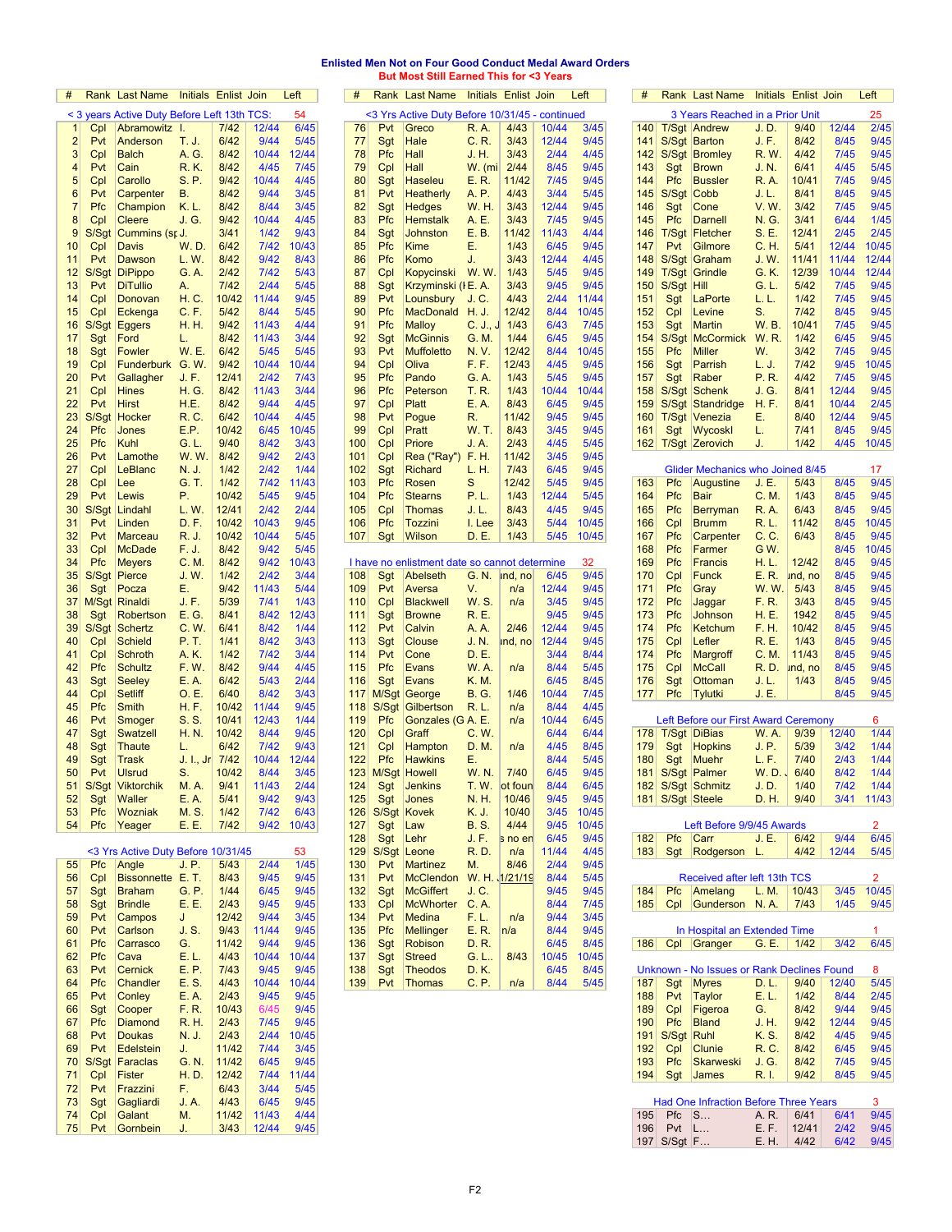## Enlisted Men Not on Four Good Conduct Medal Award Orders

### But Most Still Earned This for <3 Years

| # | Rank | Last Name | Initials | Enlist | Join | Left |
|---|---|---|---|---|---|---|
| | | < 3 years Active Duty Before Left 13th TCS: | | | | 54 |
| 1 | Cpl | Abramowitz | I. | 7/42 | 12/44 | 6/45 |
| 2 | Pvt | Anderson | T. J. | 6/42 | 9/44 | 5/45 |
| 3 | Cpl | Balch | A. G. | 8/42 | 10/44 | 12/44 |
| 4 | Pvt | Cain | R. K. | 8/42 | 4/45 | 7/45 |
| 5 | Cpl | Carollo | S. P. | 9/42 | 10/44 | 4/45 |
| 6 | Pvt | Carpenter | B. | 8/42 | 9/44 | 3/45 |
| 7 | Pfc | Champion | K. L. | 8/42 | 8/44 | 3/45 |
| 8 | Cpl | Cleere | J. G. | 9/42 | 10/44 | 4/45 |
| 9 | S/Sgt | Cummins (sr | J. | 3/41 | 1/42 | 9/43 |
| 10 | Cpl | Davis | W. D. | 6/42 | 7/42 | 10/43 |
| 11 | Pvt | Dawson | L. W. | 8/42 | 9/42 | 8/43 |
| 12 | S/Sgt | DiPippo | G. A. | 2/42 | 7/42 | 5/43 |
| 13 | Pvt | DiTullio | A. | 7/42 | 2/44 | 5/45 |
| 14 | Cpl | Donovan | H. C. | 10/42 | 11/44 | 9/45 |
| 15 | Cpl | Eckenga | C. F. | 5/42 | 8/44 | 5/45 |
| 16 | S/Sgt | Eggers | H. H. | 9/42 | 11/43 | 4/44 |
| 17 | Sgt | Ford | L. | 8/42 | 11/43 | 3/44 |
| 18 | Sgt | Fowler | W. E. | 6/42 | 5/45 | 5/45 |
| 19 | Cpl | Funderburk | G. W. | 9/42 | 10/44 | 10/44 |
| 20 | Pvt | Gallagher | J. F. | 12/41 | 2/42 | 7/43 |
| 21 | Cpl | Hines | H. G. | 8/42 | 11/43 | 3/44 |
| 22 | Pvt | Hirst | H.E. | 8/42 | 9/44 | 4/45 |
| 23 | S/Sgt | Hocker | R. C. | 6/42 | 10/44 | 4/45 |
| 24 | Pfc | Jones | E.P. | 10/42 | 6/45 | 10/45 |
| 25 | Pfc | Kuhl | G. L. | 9/40 | 8/42 | 3/43 |
| 26 | Pvt | Lamothe | W. W. | 8/42 | 9/42 | 2/43 |
| 27 | Cpl | LeBlanc | N. J. | 1/42 | 2/42 | 1/44 |
| 28 | Cpl | Lee | G. T. | 1/42 | 7/42 | 11/43 |
| 29 | Pvt | Lewis | P. | 10/42 | 5/45 | 9/45 |
| 30 | S/Sgt | Lindahl | L. W. | 12/41 | 2/42 | 2/44 |
| 31 | Pvt | Linden | D. F. | 10/42 | 10/43 | 9/45 |
| 32 | Pvt | Marceau | R. J. | 10/42 | 10/44 | 5/45 |
| 33 | Cpl | McDade | F. J. | 8/42 | 9/42 | 5/45 |
| 34 | Pfc | Meyers | C. M. | 8/42 | 9/42 | 10/43 |
| 35 | S/Sgt | Pierce | J. W. | 1/42 | 2/42 | 3/44 |
| 36 | Sgt | Pocza | E. | 9/42 | 11/43 | 5/44 |
| 37 | M/Sgt | Rinaldi | J. F. | 5/39 | 7/41 | 1/43 |
| 38 | Sgt | Robertson | E. G. | 8/41 | 8/42 | 12/43 |
| 39 | S/Sgt | Schertz | C. W. | 6/41 | 8/42 | 1/44 |
| 40 | Cpl | Schield | P. T. | 1/41 | 8/42 | 3/43 |
| 41 | Cpl | Schroth | A. K. | 1/42 | 7/42 | 3/44 |
| 42 | Pfc | Schultz | F. W. | 8/42 | 9/44 | 4/45 |
| 43 | Sgt | Seeley | E. A. | 6/42 | 5/43 | 2/44 |
| 44 | Cpl | Setliff | O. E. | 6/40 | 8/42 | 3/43 |
| 45 | Pfc | Smith | H. F. | 10/42 | 11/44 | 9/45 |
| 46 | Pvt | Smoger | S. S. | 10/41 | 12/43 | 1/44 |
| 47 | Sgt | Swatzell | H. N. | 10/42 | 8/44 | 9/45 |
| 48 | Sgt | Thaute | L. | 6/42 | 7/42 | 9/43 |
| 49 | Sgt | Trask | J. I., Jr | 7/42 | 10/44 | 12/44 |
| 50 | Pvt | Ulsrud | S. | 10/42 | 8/44 | 3/45 |
| 51 | S/Sgt | Viktorchik | M. A. | 9/41 | 11/43 | 2/44 |
| 52 | Sgt | Waller | E. A. | 5/41 | 9/42 | 9/43 |
| 53 | Pfc | Wozniak | M. S. | 1/42 | 7/42 | 6/43 |
| 54 | Pfc | Yeager | E. E. | 7/42 | 9/42 | 10/43 |
| | | <3 Yrs Active Duty Before 10/31/45 | | | | 53 |
| 55 | Pfc | Angle | J. P. | 5/43 | 2/44 | 1/45 |
| 56 | Cpl | Bissonnette | E. T. | 8/43 | 9/45 | 9/45 |
| 57 | Sgt | Braham | G. P. | 1/44 | 6/45 | 9/45 |
| 58 | Sgt | Brindle | E. E. | 2/43 | 9/45 | 9/45 |
| 59 | Pvt | Campos | J | 12/42 | 9/44 | 3/45 |
| 60 | Pvt | Carlson | J. S. | 9/43 | 11/44 | 9/45 |
| 61 | Pfc | Carrasco | G. | 11/42 | 9/44 | 9/45 |
| 62 | Pfc | Cava | E. L. | 4/43 | 10/44 | 10/44 |
| 63 | Pvt | Cernick | E. P. | 7/43 | 9/45 | 9/45 |
| 64 | Pfc | Chandler | E. S. | 4/43 | 10/44 | 10/44 |
| 65 | Pvt | Conley | E. A. | 2/43 | 9/45 | 9/45 |
| 66 | Sgt | Cooper | F. R. | 10/43 | 6/45 | 9/45 |
| 67 | Pfc | Diamond | R. H. | 2/43 | 7/45 | 9/45 |
| 68 | Pvt | Doukas | N. J. | 2/43 | 2/44 | 10/45 |
| 69 | Pvt | Edelstein | J. | 11/42 | 7/44 | 3/45 |
| 70 | S/Sgt | Faraclas | G. N. | 11/42 | 6/45 | 9/45 |
| 71 | Cpl | Fister | H. D. | 12/42 | 7/44 | 11/44 |
| 72 | Pvt | Frazzini | F. | 6/43 | 3/44 | 5/45 |
| 73 | Sgt | Gagliardi | J. A. | 4/43 | 6/45 | 9/45 |
| 74 | Cpl | Galant | M. | 11/42 | 11/43 | 4/44 |
| 75 | Pvt | Gornbein | J. | 3/43 | 12/44 | 9/45 |
| | | <3 Yrs Active Duty Before 10/31/45 - continued | | | | |
| 76 | Pvt | Greco | R. A. | 4/43 | 10/44 | 3/45 |
| 77 | Sgt | Hale | C. R. | 3/43 | 12/44 | 9/45 |
| 78 | Pfc | Hall | J. H. | 3/43 | 2/44 | 4/45 |
| 79 | Cpl | Hall | W. (mi | 2/44 | 8/45 | 9/45 |
| 80 | Sgt | Haseleu | E. R. | 11/42 | 7/45 | 9/45 |
| 81 | Pvt | Heatherly | A. P. | 4/43 | 3/44 | 5/45 |
| 82 | Sgt | Hedges | W. H. | 3/43 | 12/44 | 9/45 |
| 83 | Pfc | Hemstalk | A. E. | 3/43 | 7/45 | 9/45 |
| 84 | Sgt | Johnston | E. B. | 11/42 | 11/43 | 4/44 |
| 85 | Pfc | Kime | E. | 1/43 | 6/45 | 9/45 |
| 86 | Pfc | Komo | J. | 3/43 | 12/44 | 4/45 |
| 87 | Cpl | Kopycinski | W. W. | 1/43 | 5/45 | 9/45 |
| 88 | Sgt | Krzyminski (H | E. A. | 3/43 | 9/45 | 9/45 |
| 89 | Pvt | Lounsbury | J. C. | 4/43 | 2/44 | 11/44 |
| 90 | Pfc | MacDonald | H. J. | 12/42 | 8/44 | 10/45 |
| 91 | Pfc | Malloy | C. J., J | 1/43 | 6/43 | 7/45 |
| 92 | Sgt | McGinnis | G. M. | 1/44 | 6/45 | 9/45 |
| 93 | Pvt | Muffoletto | N. V. | 12/42 | 8/44 | 10/45 |
| 94 | Cpl | Oliva | F. F. | 12/43 | 4/45 | 9/45 |
| 95 | Pfc | Pando | G. A. | 1/43 | 5/45 | 9/45 |
| 96 | Pfc | Peterson | T. R. | 1/43 | 10/44 | 10/44 |
| 97 | Cpl | Platt | E. A. | 8/43 | 6/45 | 9/45 |
| 98 | Pvt | Pogue | R. | 11/42 | 9/45 | 9/45 |
| 99 | Cpl | Pratt | W. T. | 8/43 | 3/45 | 9/45 |
| 100 | Cpl | Priore | J. A. | 2/43 | 4/45 | 5/45 |
| 101 | Cpl | Rea ("Ray") | F. H. | 11/42 | 3/45 | 9/45 |
| 102 | Sgt | Richard | L. H. | 7/43 | 6/45 | 9/45 |
| 103 | Pfc | Rosen | S | 12/42 | 5/45 | 9/45 |
| 104 | Pfc | Stearns | P. L. | 1/43 | 12/44 | 5/45 |
| 105 | Cpl | Thomas | J. L. | 8/43 | 4/45 | 9/45 |
| 106 | Pfc | Tozzini | I. Lee | 3/43 | 5/44 | 10/45 |
| 107 | Sgt | Wilson | D. E. | 1/43 | 5/45 | 10/45 |
| | | I have no enlistment date so cannot determine | | | | 32 |
| 108 | Sgt | Abelseth | G. N. | ind, no | 6/45 | 9/45 |
| 109 | Pvt | Aversa | V. | n/a | 12/44 | 9/45 |
| 110 | Cpl | Blackwell | W. S. | n/a | 3/45 | 9/45 |
| 111 | Sgt | Browne | R. E. | | 9/45 | 9/45 |
| 112 | Pvt | Calvin | A. A. | 2/46 | 12/44 | 9/45 |
| 113 | Sgt | Clouse | J. N. | ind, no | 12/44 | 9/45 |
| 114 | Pvt | Cone | D. E. | | 3/44 | 8/44 |
| 115 | Pfc | Evans | W. A. | n/a | 8/44 | 5/45 |
| 116 | Sgt | Evans | K. M. | | 6/45 | 8/45 |
| 117 | M/Sgt | George | B. G. | 1/46 | 10/44 | 7/45 |
| 118 | S/Sgt | Gilbertson | R. L. | n/a | 8/44 | 4/45 |
| 119 | Pfc | Gonzales (G | A. E. | n/a | 10/44 | 6/45 |
| 120 | Cpl | Graff | C. W. | | 6/44 | 6/44 |
| 121 | Cpl | Hampton | D. M. | n/a | 4/45 | 8/45 |
| 122 | Pfc | Hawkins | E. | | 8/44 | 5/45 |
| 123 | M/Sgt | Howell | W. N. | 7/40 | 6/45 | 9/45 |
| 124 | Sgt | Jenkins | T. W. | ot foun | 8/44 | 6/45 |
| 125 | Sgt | Jones | N. H. | 10/46 | 9/45 | 9/45 |
| 126 | S/Sgt | Kovek | K. J. | 10/40 | 3/45 | 10/45 |
| 127 | Sgt | Law | B. S. | 4/44 | 9/45 | 10/45 |
| 128 | Sgt | Lehr | J. F. | s no en | 6/45 | 9/45 |
| 129 | S/Sgt | Leone | R. D. | n/a | 11/44 | 4/45 |
| 130 | Pvt | Martinez | M. | 8/46 | 2/44 | 9/45 |
| 131 | Pvt | McClendon | W. H. | 1/21/19 | 8/44 | 5/45 |
| 132 | Sgt | McGiffert | J. C. | | 9/45 | 9/45 |
| 133 | Cpl | McWhorter | C. A. | | 8/44 | 7/45 |
| 134 | Pvt | Medina | F. L. | n/a | 9/44 | 3/45 |
| 135 | Pfc | Mellinger | E. R. | n/a | 8/44 | 9/45 |
| 136 | Sgt | Robison | D. R. | | 6/45 | 8/45 |
| 137 | Sgt | Streed | G. L. | 8/43 | 10/45 | 10/45 |
| 138 | Sgt | Theodos | D. K. | | 6/45 | 8/45 |
| 139 | Pvt | Thomas | C. P. | n/a | 8/44 | 5/45 |
| | | 3 Years Reached in a Prior Unit | | | | 25 |
| 140 | T/Sgt | Andrew | J. D. | 9/40 | 12/44 | 2/45 |
| 141 | S/Sgt | Barton | J. F. | 8/42 | 8/45 | 9/45 |
| 142 | S/Sgt | Bromley | R. W. | 4/42 | 7/45 | 9/45 |
| 143 | Sgt | Brown | J. N. | 6/41 | 4/45 | 5/45 |
| 144 | Pfc | Bussler | R. A. | 10/41 | 7/45 | 9/45 |
| 145 | S/Sgt | Cobb | J. L. | 8/41 | 8/45 | 9/45 |
| 146 | Sgt | Cone | V. W. | 3/42 | 7/45 | 9/45 |
| 145 | Pfc | Darnell | N. G. | 3/41 | 6/44 | 1/45 |
| 146 | T/Sgt | Fletcher | S. E. | 12/41 | 2/45 | 2/45 |
| 147 | Pvt | Gilmore | C. H. | 5/41 | 12/44 | 10/45 |
| 148 | S/Sgt | Graham | J. W. | 11/41 | 11/44 | 12/44 |
| 149 | T/Sgt | Grindle | G. K. | 12/39 | 10/44 | 12/44 |
| 150 | S/Sgt | Hill | G. L. | 5/42 | 7/45 | 9/45 |
| 151 | Sgt | LaPorte | L. L. | 1/42 | 7/45 | 9/45 |
| 152 | Cpl | Levine | S. | 7/42 | 8/45 | 9/45 |
| 153 | Sgt | Martin | W. B. | 10/41 | 7/45 | 9/45 |
| 154 | S/Sgt | McCormick | W. R. | 1/42 | 6/45 | 9/45 |
| 155 | Pfc | Miller | W. | 3/42 | 7/45 | 9/45 |
| 156 | Sgt | Parrish | L. J. | 7/42 | 9/45 | 10/45 |
| 157 | Sgt | Raber | P. R. | 4/42 | 7/45 | 9/45 |
| 158 | S/Sgt | Schenk | J. G. | 8/41 | 12/44 | 9/45 |
| 159 | S/Sgt | Standridge | H. F. | 8/41 | 10/44 | 2/45 |
| 160 | T/Sgt | Venezia | E. | 8/40 | 12/44 | 9/45 |
| 161 | Sgt | Wycoskl | L. | 7/41 | 8/45 | 9/45 |
| 162 | T/Sgt | Zerovich | J. | 1/42 | 4/45 | 10/45 |
| | | Glider Mechanics who Joined 8/45 | | | | 17 |
| 163 | Pfc | Augustine | J. E. | 5/43 | 8/45 | 9/45 |
| 164 | Pfc | Bair | C. M. | 1/43 | 8/45 | 9/45 |
| 165 | Pfc | Berryman | R. A. | 6/43 | 8/45 | 9/45 |
| 166 | Cpl | Brumm | R. L. | 11/42 | 8/45 | 10/45 |
| 167 | Pfc | Carpenter | C. C. | 6/43 | 8/45 | 9/45 |
| 168 | Pfc | Farmer | G W. | | 8/45 | 10/45 |
| 169 | Pfc | Francis | H. L. | 12/42 | 8/45 | 9/45 |
| 170 | Cpl | Funck | E. R. | ind, no | 8/45 | 9/45 |
| 171 | Pfc | Gray | W. W. | 5/43 | 8/45 | 9/45 |
| 172 | Pfc | Jaggar | F. R. | 3/43 | 8/45 | 9/45 |
| 173 | Pfc | Johnson | H. E. | 1942 | 8/45 | 9/45 |
| 174 | Pfc | Ketchum | F. H. | 10/42 | 8/45 | 9/45 |
| 175 | Cpl | Lefler | R. E. | 1/43 | 8/45 | 9/45 |
| 174 | Pfc | Margroff | C. M. | 11/43 | 8/45 | 9/45 |
| 175 | Cpl | McCall | R. D. | ind, no | 8/45 | 9/45 |
| 176 | Sgt | Ottoman | J. L. | 1/43 | 8/45 | 9/45 |
| 177 | Pfc | Tylutki | J. E. | | 8/45 | 9/45 |
| | | Left Before our First Award Ceremony | | | | 6 |
| 178 | T/Sgt | DiBias | W. A. | 9/39 | 12/40 | 1/44 |
| 179 | Sgt | Hopkins | J. P. | 5/39 | 3/42 | 1/44 |
| 180 | Sgt | Muehr | L. F. | 7/40 | 2/43 | 1/44 |
| 181 | S/Sgt | Palmer | W. D. | 6/40 | 8/42 | 1/44 |
| 182 | S/Sgt | Schmitz | J. D. | 1/40 | 7/42 | 1/44 |
| 181 | S/Sgt | Steele | D. H. | 9/40 | 3/41 | 11/43 |
| | | Left Before 9/9/45 Awards | | | | 2 |
| 182 | Pfc | Carr | J. E. | 6/42 | 9/44 | 6/45 |
| 183 | Sgt | Rodgerson | L. | 4/42 | 12/44 | 5/45 |
| | | Received after left 13th TCS | | | | 2 |
| 184 | Pfc | Amelang | L. M. | 10/43 | 3/45 | 10/45 |
| 185 | Cpl | Gunderson | N. A. | 7/43 | 1/45 | 9/45 |
| | | In Hospital an Extended Time | | | | 1 |
| 186 | Cpl | Granger | G. E. | 1/42 | 3/42 | 6/45 |
| | | Unknown - No Issues or Rank Declines Found | | | | 8 |
| 187 | Sgt | Myres | D. L. | 9/40 | 12/40 | 5/45 |
| 188 | Pvt | Taylor | E. L. | 1/42 | 8/44 | 2/45 |
| 189 | Cpl | Figeroa | G. | 8/42 | 9/44 | 9/45 |
| 190 | Pfc | Bland | J. H. | 9/42 | 12/44 | 9/45 |
| 191 | S/Sgt | Ruhl | K. S. | 8/42 | 4/45 | 9/45 |
| 192 | Cpl | Clunie | R. C. | 8/42 | 6/45 | 9/45 |
| 193 | Pfc | Skarweski | J. G. | 8/42 | 7/45 | 9/45 |
| 194 | Sgt | James | R. I. | 9/42 | 8/45 | 9/45 |
| | | Had One Infraction Before Three Years | | | | 3 |
| 195 | Pfc | S… | A. R. | 6/41 | 6/41 | 9/45 |
| 196 | Pvt | L… | E. F. | 12/41 | 2/42 | 9/45 |
| 197 | S/Sgt | F… | E. H. | 4/42 | 6/42 | 9/45 |